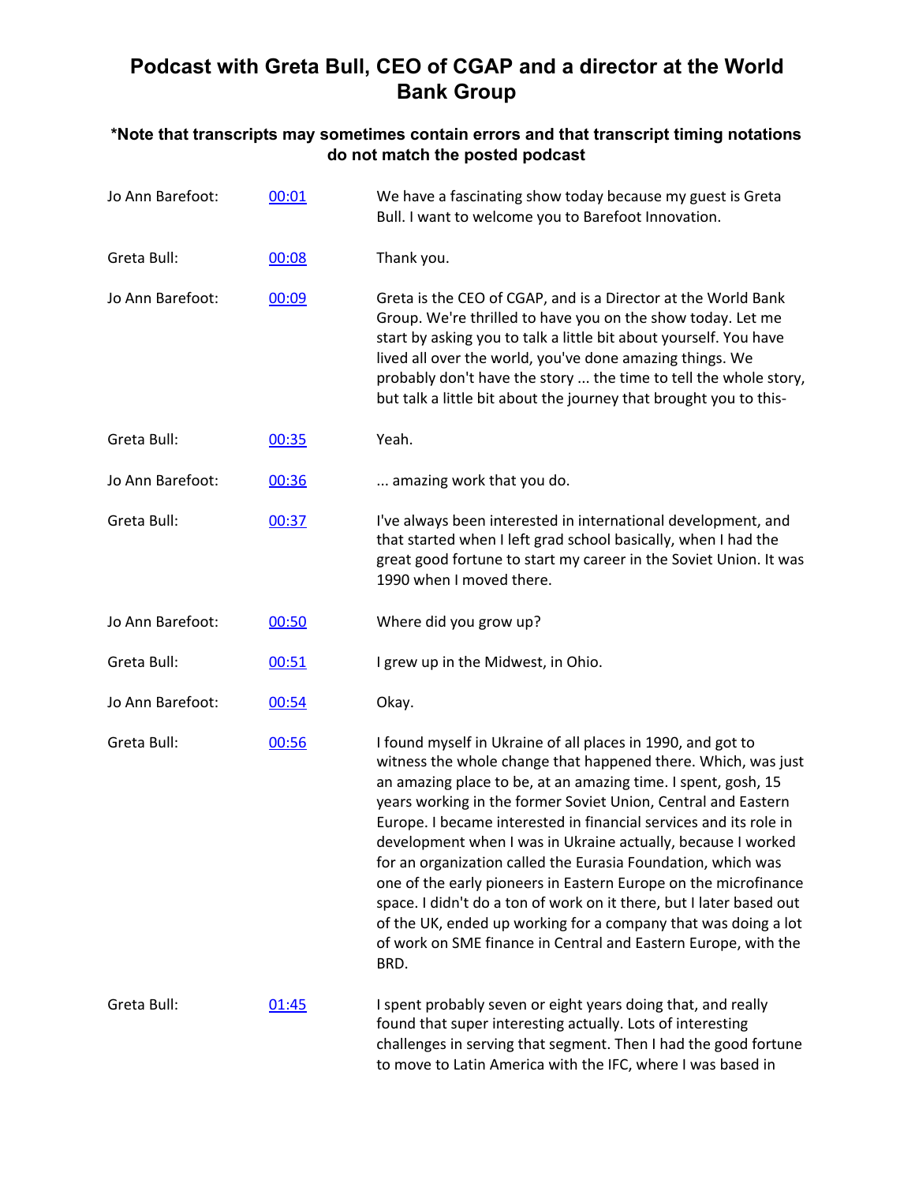# Podcast with Greta Bull, CEO of CGAP and a director at the World Bank Group

**\*Note that transcripts may sometimes contain errors and that transcript timing notations do not match the posted podcast**

| Speaker | Time | Text |
|---|---|---|
| Jo Ann Barefoot: | 00:01 | We have a fascinating show today because my guest is Greta Bull. I want to welcome you to Barefoot Innovation. |
| Greta Bull: | 00:08 | Thank you. |
| Jo Ann Barefoot: | 00:09 | Greta is the CEO of CGAP, and is a Director at the World Bank Group. We're thrilled to have you on the show today. Let me start by asking you to talk a little bit about yourself. You have lived all over the world, you've done amazing things. We probably don't have the story ... the time to tell the whole story, but talk a little bit about the journey that brought you to this- |
| Greta Bull: | 00:35 | Yeah. |
| Jo Ann Barefoot: | 00:36 | ... amazing work that you do. |
| Greta Bull: | 00:37 | I've always been interested in international development, and that started when I left grad school basically, when I had the great good fortune to start my career in the Soviet Union. It was 1990 when I moved there. |
| Jo Ann Barefoot: | 00:50 | Where did you grow up? |
| Greta Bull: | 00:51 | I grew up in the Midwest, in Ohio. |
| Jo Ann Barefoot: | 00:54 | Okay. |
| Greta Bull: | 00:56 | I found myself in Ukraine of all places in 1990, and got to witness the whole change that happened there. Which, was just an amazing place to be, at an amazing time. I spent, gosh, 15 years working in the former Soviet Union, Central and Eastern Europe. I became interested in financial services and its role in development when I was in Ukraine actually, because I worked for an organization called the Eurasia Foundation, which was one of the early pioneers in Eastern Europe on the microfinance space. I didn't do a ton of work on it there, but I later based out of the UK, ended up working for a company that was doing a lot of work on SME finance in Central and Eastern Europe, with the BRD. |
| Greta Bull: | 01:45 | I spent probably seven or eight years doing that, and really found that super interesting actually. Lots of interesting challenges in serving that segment. Then I had the good fortune to move to Latin America with the IFC, where I was based in |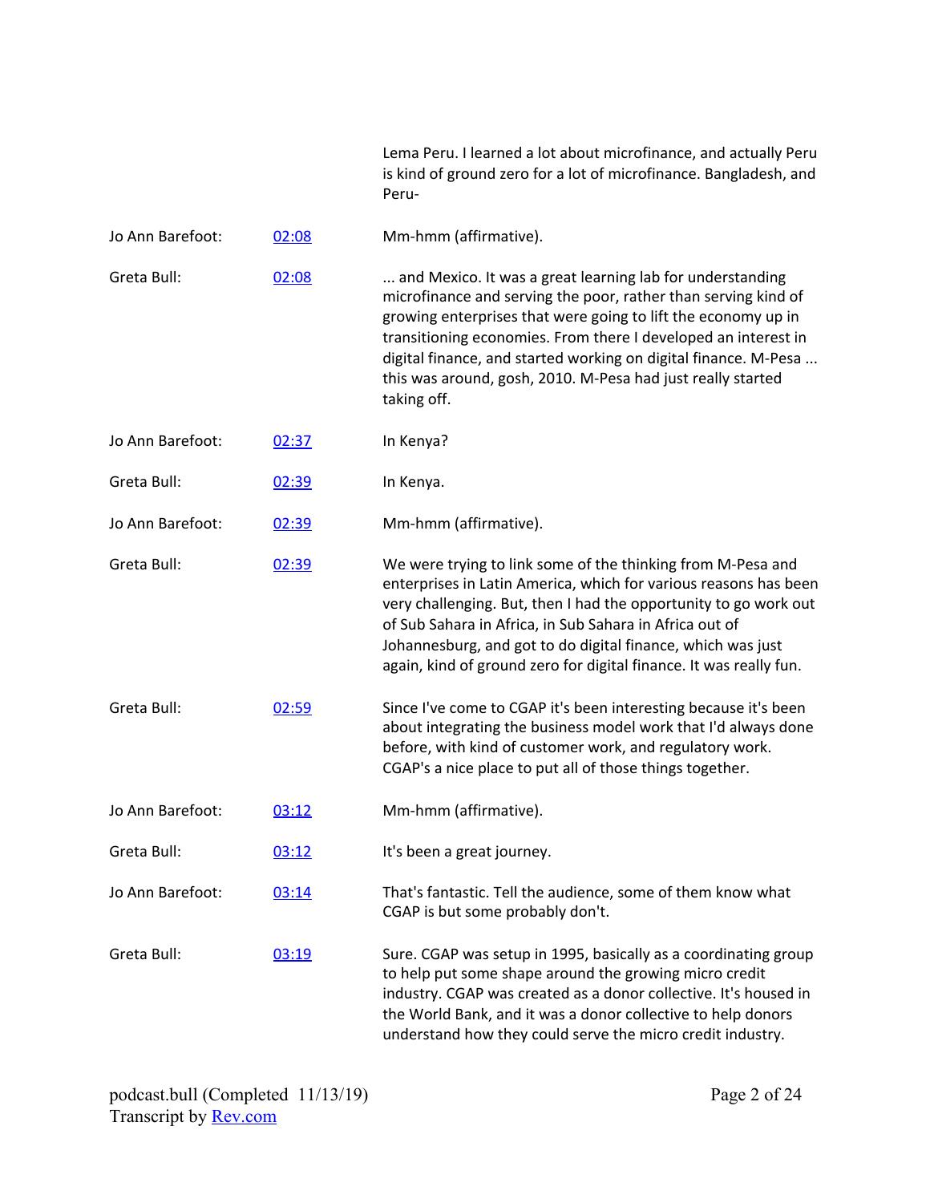| | | |
|---|---|---|
| | | Lema Peru. I learned a lot about microfinance, and actually Peru is kind of ground zero for a lot of microfinance. Bangladesh, and Peru- |
| Jo Ann Barefoot: | [02:08]() | Mm-hmm (affirmative). |
| Greta Bull: | [02:08]() | ... and Mexico. It was a great learning lab for understanding microfinance and serving the poor, rather than serving kind of growing enterprises that were going to lift the economy up in transitioning economies. From there I developed an interest in digital finance, and started working on digital finance. M-Pesa ... this was around, gosh, 2010. M-Pesa had just really started taking off. |
| Jo Ann Barefoot: | [02:37]() | In Kenya? |
| Greta Bull: | [02:39]() | In Kenya. |
| Jo Ann Barefoot: | [02:39]() | Mm-hmm (affirmative). |
| Greta Bull: | [02:39]() | We were trying to link some of the thinking from M-Pesa and enterprises in Latin America, which for various reasons has been very challenging. But, then I had the opportunity to go work out of Sub Sahara in Africa, in Sub Sahara in Africa out of Johannesburg, and got to do digital finance, which was just again, kind of ground zero for digital finance. It was really fun. |
| Greta Bull: | [02:59]() | Since I've come to CGAP it's been interesting because it's been about integrating the business model work that I'd always done before, with kind of customer work, and regulatory work. CGAP's a nice place to put all of those things together. |
| Jo Ann Barefoot: | [03:12]() | Mm-hmm (affirmative). |
| Greta Bull: | [03:12]() | It's been a great journey. |
| Jo Ann Barefoot: | [03:14]() | That's fantastic. Tell the audience, some of them know what CGAP is but some probably don't. |
| Greta Bull: | [03:19]() | Sure. CGAP was setup in 1995, basically as a coordinating group to help put some shape around the growing micro credit industry. CGAP was created as a donor collective. It's housed in the World Bank, and it was a donor collective to help donors understand how they could serve the micro credit industry. |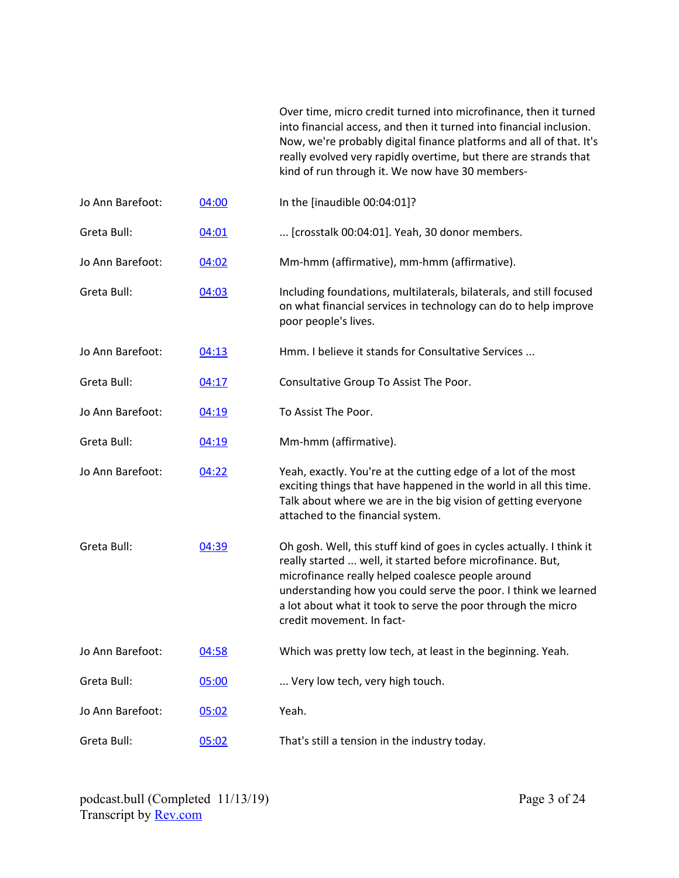| | | Over time, micro credit turned into microfinance, then it turned into financial access, and then it turned into financial inclusion. Now, we're probably digital finance platforms and all of that. It's really evolved very rapidly overtime, but there are strands that kind of run through it. We now have 30 members- |
|---|---|---|
| Jo Ann Barefoot: | [04:00]() | In the [inaudible 00:04:01]? |
| Greta Bull: | [04:01]() | ... [crosstalk 00:04:01]. Yeah, 30 donor members. |
| Jo Ann Barefoot: | [04:02]() | Mm-hmm (affirmative), mm-hmm (affirmative). |
| Greta Bull: | [04:03]() | Including foundations, multilaterals, bilaterals, and still focused on what financial services in technology can do to help improve poor people's lives. |
| Jo Ann Barefoot: | [04:13]() | Hmm. I believe it stands for Consultative Services ... |
| Greta Bull: | [04:17]() | Consultative Group To Assist The Poor. |
| Jo Ann Barefoot: | [04:19]() | To Assist The Poor. |
| Greta Bull: | [04:19]() | Mm-hmm (affirmative). |
| Jo Ann Barefoot: | [04:22]() | Yeah, exactly. You're at the cutting edge of a lot of the most exciting things that have happened in the world in all this time. Talk about where we are in the big vision of getting everyone attached to the financial system. |
| Greta Bull: | [04:39]() | Oh gosh. Well, this stuff kind of goes in cycles actually. I think it really started ... well, it started before microfinance. But, microfinance really helped coalesce people around understanding how you could serve the poor. I think we learned a lot about what it took to serve the poor through the micro credit movement. In fact- |
| Jo Ann Barefoot: | [04:58]() | Which was pretty low tech, at least in the beginning. Yeah. |
| Greta Bull: | [05:00]() | ... Very low tech, very high touch. |
| Jo Ann Barefoot: | [05:02]() | Yeah. |
| Greta Bull: | [05:02]() | That's still a tension in the industry today. |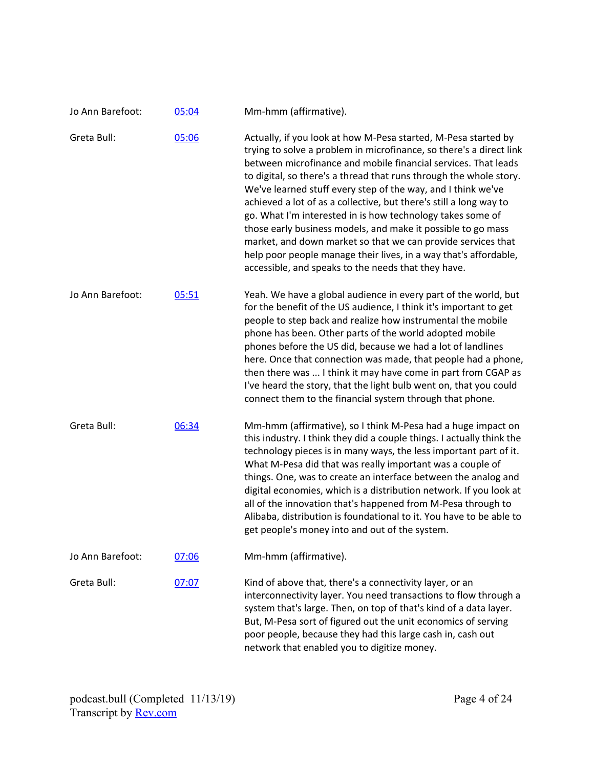| | | |
|---|---|---|
| Jo Ann Barefoot: | 05:04 | Mm-hmm (affirmative). |
| Greta Bull: | 05:06 | Actually, if you look at how M-Pesa started, M-Pesa started by trying to solve a problem in microfinance, so there's a direct link between microfinance and mobile financial services. That leads to digital, so there's a thread that runs through the whole story. We've learned stuff every step of the way, and I think we've achieved a lot of as a collective, but there's still a long way to go. What I'm interested in is how technology takes some of those early business models, and make it possible to go mass market, and down market so that we can provide services that help poor people manage their lives, in a way that's affordable, accessible, and speaks to the needs that they have. |
| Jo Ann Barefoot: | 05:51 | Yeah. We have a global audience in every part of the world, but for the benefit of the US audience, I think it's important to get people to step back and realize how instrumental the mobile phone has been. Other parts of the world adopted mobile phones before the US did, because we had a lot of landlines here. Once that connection was made, that people had a phone, then there was ... I think it may have come in part from CGAP as I've heard the story, that the light bulb went on, that you could connect them to the financial system through that phone. |
| Greta Bull: | 06:34 | Mm-hmm (affirmative), so I think M-Pesa had a huge impact on this industry. I think they did a couple things. I actually think the technology pieces is in many ways, the less important part of it. What M-Pesa did that was really important was a couple of things. One, was to create an interface between the analog and digital economies, which is a distribution network. If you look at all of the innovation that's happened from M-Pesa through to Alibaba, distribution is foundational to it. You have to be able to get people's money into and out of the system. |
| Jo Ann Barefoot: | 07:06 | Mm-hmm (affirmative). |
| Greta Bull: | 07:07 | Kind of above that, there's a connectivity layer, or an interconnectivity layer. You need transactions to flow through a system that's large. Then, on top of that's kind of a data layer. But, M-Pesa sort of figured out the unit economics of serving poor people, because they had this large cash in, cash out network that enabled you to digitize money. |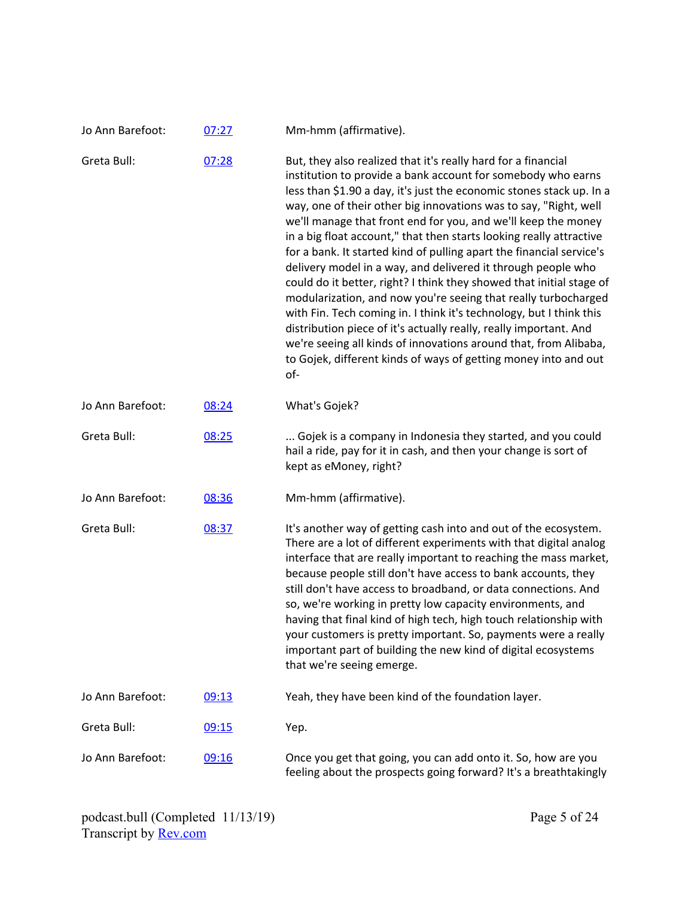| | | |
|---|---|---|
| Jo Ann Barefoot: | [07:27](#) | Mm-hmm (affirmative). |
| Greta Bull: | [07:28](#) | But, they also realized that it's really hard for a financial institution to provide a bank account for somebody who earns less than $1.90 a day, it's just the economic stones stack up. In a way, one of their other big innovations was to say, "Right, well we'll manage that front end for you, and we'll keep the money in a big float account," that then starts looking really attractive for a bank. It started kind of pulling apart the financial service's delivery model in a way, and delivered it through people who could do it better, right? I think they showed that initial stage of modularization, and now you're seeing that really turbocharged with Fin. Tech coming in. I think it's technology, but I think this distribution piece of it's actually really, really important. And we're seeing all kinds of innovations around that, from Alibaba, to Gojek, different kinds of ways of getting money into and out of- |
| Jo Ann Barefoot: | [08:24](#) | What's Gojek? |
| Greta Bull: | [08:25](#) | ... Gojek is a company in Indonesia they started, and you could hail a ride, pay for it in cash, and then your change is sort of kept as eMoney, right? |
| Jo Ann Barefoot: | [08:36](#) | Mm-hmm (affirmative). |
| Greta Bull: | [08:37](#) | It's another way of getting cash into and out of the ecosystem. There are a lot of different experiments with that digital analog interface that are really important to reaching the mass market, because people still don't have access to bank accounts, they still don't have access to broadband, or data connections. And so, we're working in pretty low capacity environments, and having that final kind of high tech, high touch relationship with your customers is pretty important. So, payments were a really important part of building the new kind of digital ecosystems that we're seeing emerge. |
| Jo Ann Barefoot: | [09:13](#) | Yeah, they have been kind of the foundation layer. |
| Greta Bull: | [09:15](#) | Yep. |
| Jo Ann Barefoot: | [09:16](#) | Once you get that going, you can add onto it. So, how are you feeling about the prospects going forward? It's a breathtakingly |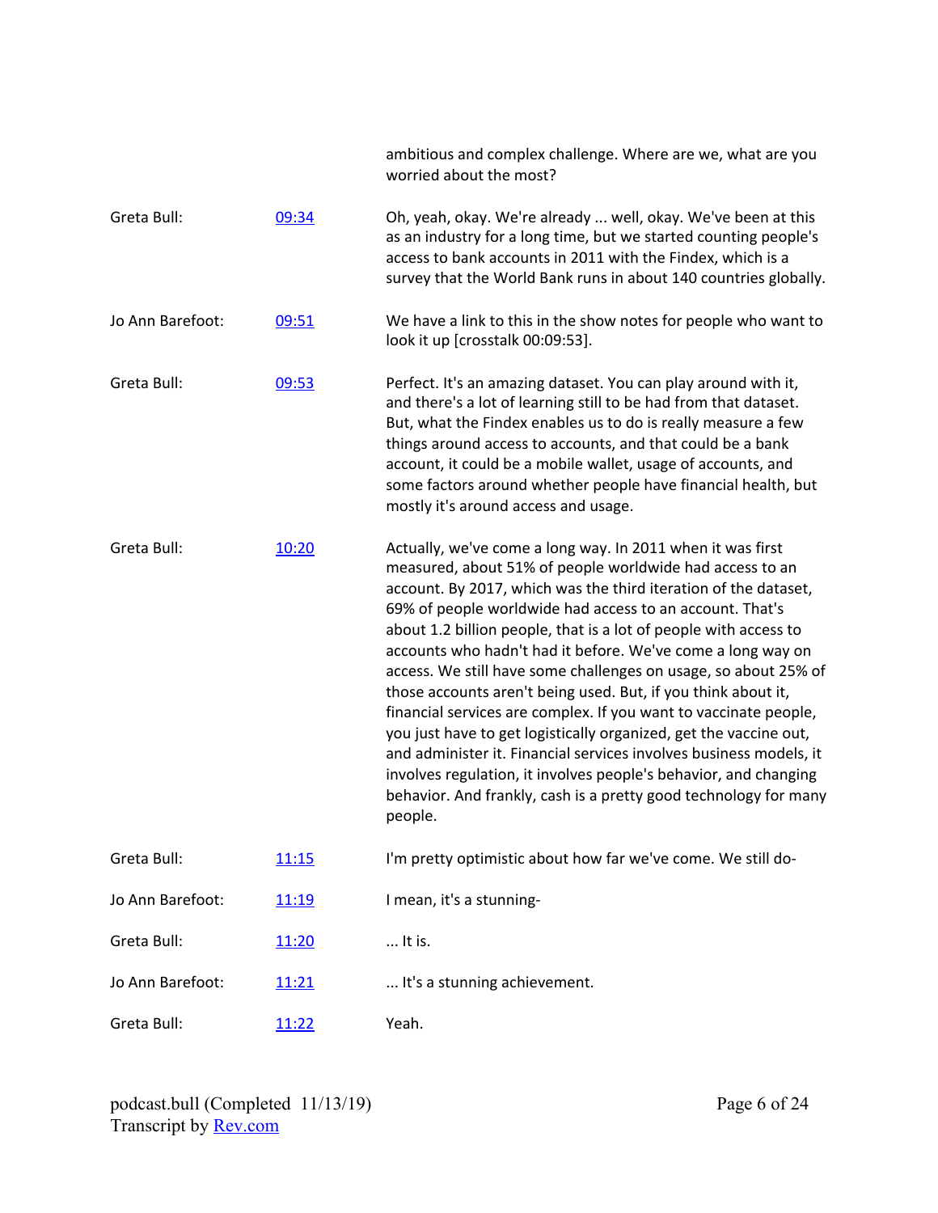ambitious and complex challenge. Where are we, what are you worried about the most?

| | | |
|---|---|---|
| Greta Bull: | 09:34 | Oh, yeah, okay. We're already ... well, okay. We've been at this as an industry for a long time, but we started counting people's access to bank accounts in 2011 with the Findex, which is a survey that the World Bank runs in about 140 countries globally. |
| Jo Ann Barefoot: | 09:51 | We have a link to this in the show notes for people who want to look it up [crosstalk 00:09:53]. |
| Greta Bull: | 09:53 | Perfect. It's an amazing dataset. You can play around with it, and there's a lot of learning still to be had from that dataset. But, what the Findex enables us to do is really measure a few things around access to accounts, and that could be a bank account, it could be a mobile wallet, usage of accounts, and some factors around whether people have financial health, but mostly it's around access and usage. |
| Greta Bull: | 10:20 | Actually, we've come a long way. In 2011 when it was first measured, about 51% of people worldwide had access to an account. By 2017, which was the third iteration of the dataset, 69% of people worldwide had access to an account. That's about 1.2 billion people, that is a lot of people with access to accounts who hadn't had it before. We've come a long way on access. We still have some challenges on usage, so about 25% of those accounts aren't being used. But, if you think about it, financial services are complex. If you want to vaccinate people, you just have to get logistically organized, get the vaccine out, and administer it. Financial services involves business models, it involves regulation, it involves people's behavior, and changing behavior. And frankly, cash is a pretty good technology for many people. |
| Greta Bull: | 11:15 | I'm pretty optimistic about how far we've come. We still do- |
| Jo Ann Barefoot: | 11:19 | I mean, it's a stunning- |
| Greta Bull: | 11:20 | ... It is. |
| Jo Ann Barefoot: | 11:21 | ... It's a stunning achievement. |
| Greta Bull: | 11:22 | Yeah. |

podcast.bull (Completed 11/13/19)
Transcript by Rev.com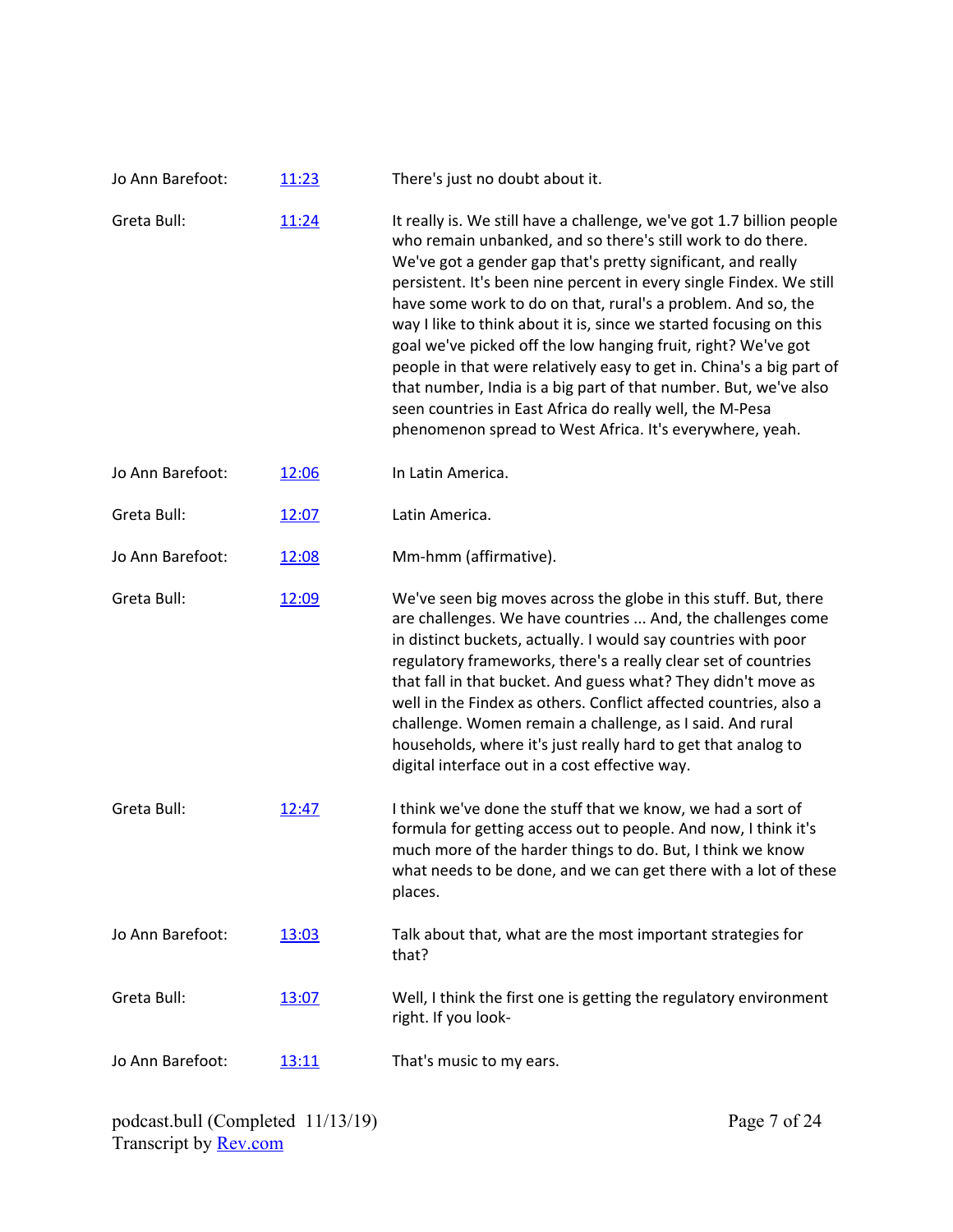| | | |
|---|---|---|
| Jo Ann Barefoot: | [11:23]() | There's just no doubt about it. |
| Greta Bull: | [11:24]() | It really is. We still have a challenge, we've got 1.7 billion people who remain unbanked, and so there's still work to do there. We've got a gender gap that's pretty significant, and really persistent. It's been nine percent in every single Findex. We still have some work to do on that, rural's a problem. And so, the way I like to think about it is, since we started focusing on this goal we've picked off the low hanging fruit, right? We've got people in that were relatively easy to get in. China's a big part of that number, India is a big part of that number. But, we've also seen countries in East Africa do really well, the M-Pesa phenomenon spread to West Africa. It's everywhere, yeah. |
| Jo Ann Barefoot: | [12:06]() | In Latin America. |
| Greta Bull: | [12:07]() | Latin America. |
| Jo Ann Barefoot: | [12:08]() | Mm-hmm (affirmative). |
| Greta Bull: | [12:09]() | We've seen big moves across the globe in this stuff. But, there are challenges. We have countries ... And, the challenges come in distinct buckets, actually. I would say countries with poor regulatory frameworks, there's a really clear set of countries that fall in that bucket. And guess what? They didn't move as well in the Findex as others. Conflict affected countries, also a challenge. Women remain a challenge, as I said. And rural households, where it's just really hard to get that analog to digital interface out in a cost effective way. |
| Greta Bull: | [12:47]() | I think we've done the stuff that we know, we had a sort of formula for getting access out to people. And now, I think it's much more of the harder things to do. But, I think we know what needs to be done, and we can get there with a lot of these places. |
| Jo Ann Barefoot: | [13:03]() | Talk about that, what are the most important strategies for that? |
| Greta Bull: | [13:07]() | Well, I think the first one is getting the regulatory environment right. If you look- |
| Jo Ann Barefoot: | [13:11]() | That's music to my ears. |

podcast.bull (Completed 11/13/19)
Transcript by [Rev.com]()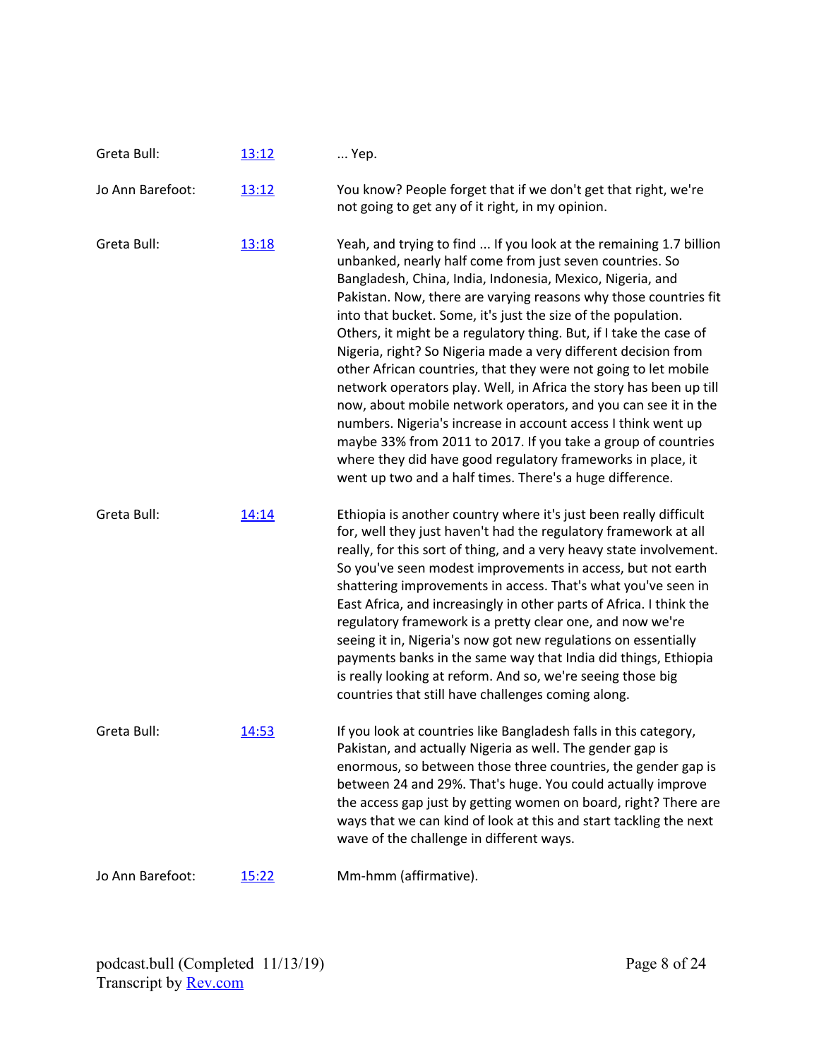| | | |
|---|---|---|
| Greta Bull: | 13:12 | ... Yep. |
| Jo Ann Barefoot: | 13:12 | You know? People forget that if we don't get that right, we're not going to get any of it right, in my opinion. |
| Greta Bull: | 13:18 | Yeah, and trying to find ... If you look at the remaining 1.7 billion unbanked, nearly half come from just seven countries. So Bangladesh, China, India, Indonesia, Mexico, Nigeria, and Pakistan. Now, there are varying reasons why those countries fit into that bucket. Some, it's just the size of the population. Others, it might be a regulatory thing. But, if I take the case of Nigeria, right? So Nigeria made a very different decision from other African countries, that they were not going to let mobile network operators play. Well, in Africa the story has been up till now, about mobile network operators, and you can see it in the numbers. Nigeria's increase in account access I think went up maybe 33% from 2011 to 2017. If you take a group of countries where they did have good regulatory frameworks in place, it went up two and a half times. There's a huge difference. |
| Greta Bull: | 14:14 | Ethiopia is another country where it's just been really difficult for, well they just haven't had the regulatory framework at all really, for this sort of thing, and a very heavy state involvement. So you've seen modest improvements in access, but not earth shattering improvements in access. That's what you've seen in East Africa, and increasingly in other parts of Africa. I think the regulatory framework is a pretty clear one, and now we're seeing it in, Nigeria's now got new regulations on essentially payments banks in the same way that India did things, Ethiopia is really looking at reform. And so, we're seeing those big countries that still have challenges coming along. |
| Greta Bull: | 14:53 | If you look at countries like Bangladesh falls in this category, Pakistan, and actually Nigeria as well. The gender gap is enormous, so between those three countries, the gender gap is between 24 and 29%. That's huge. You could actually improve the access gap just by getting women on board, right? There are ways that we can kind of look at this and start tackling the next wave of the challenge in different ways. |
| Jo Ann Barefoot: | 15:22 | Mm-hmm (affirmative). |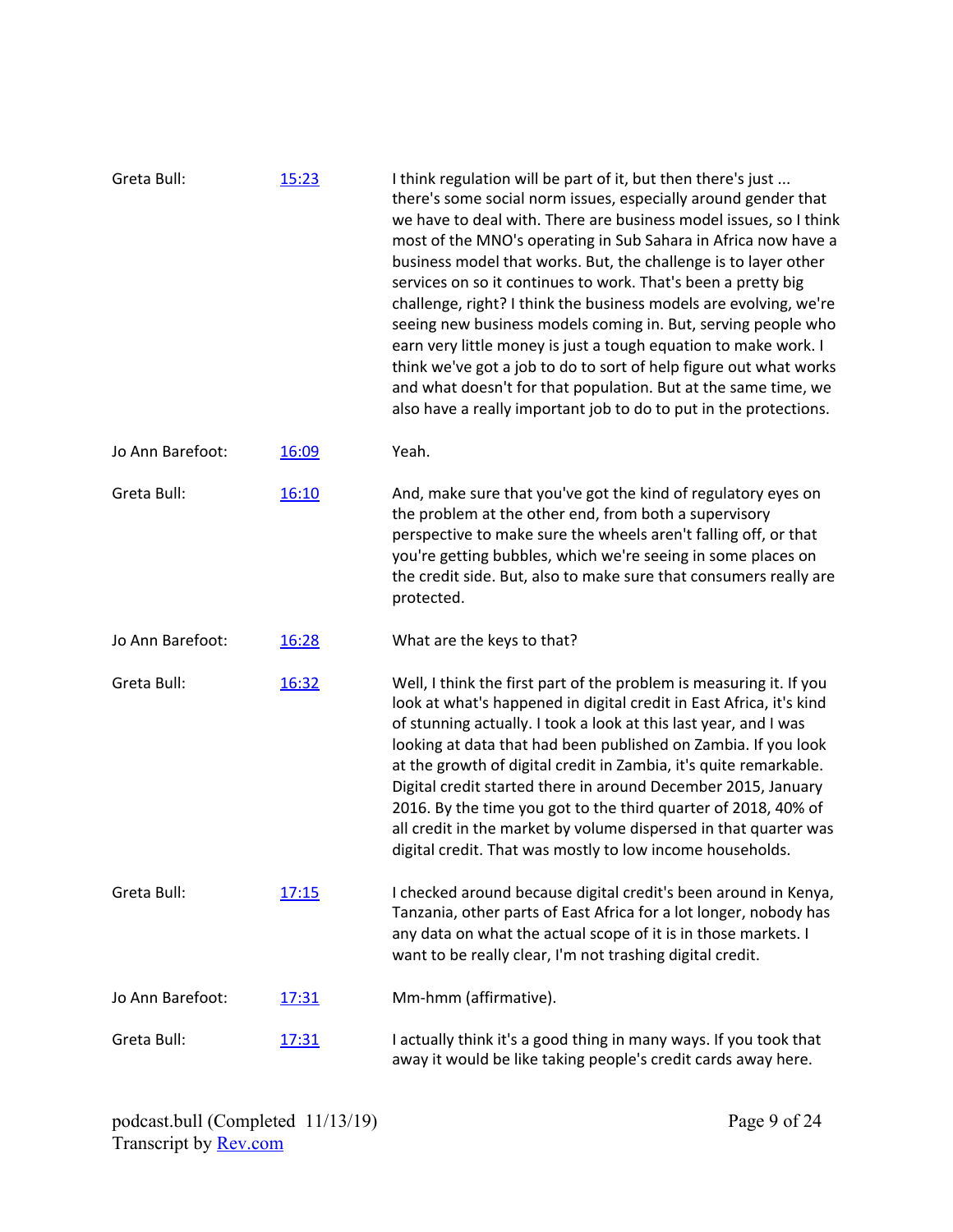| | | |
|---|---|---|
| Greta Bull: | [15:23]() | I think regulation will be part of it, but then there's just ... there's some social norm issues, especially around gender that we have to deal with. There are business model issues, so I think most of the MNO's operating in Sub Sahara in Africa now have a business model that works. But, the challenge is to layer other services on so it continues to work. That's been a pretty big challenge, right? I think the business models are evolving, we're seeing new business models coming in. But, serving people who earn very little money is just a tough equation to make work. I think we've got a job to do to sort of help figure out what works and what doesn't for that population. But at the same time, we also have a really important job to do to put in the protections. |
| Jo Ann Barefoot: | [16:09]() | Yeah. |
| Greta Bull: | [16:10]() | And, make sure that you've got the kind of regulatory eyes on the problem at the other end, from both a supervisory perspective to make sure the wheels aren't falling off, or that you're getting bubbles, which we're seeing in some places on the credit side. But, also to make sure that consumers really are protected. |
| Jo Ann Barefoot: | [16:28]() | What are the keys to that? |
| Greta Bull: | [16:32]() | Well, I think the first part of the problem is measuring it. If you look at what's happened in digital credit in East Africa, it's kind of stunning actually. I took a look at this last year, and I was looking at data that had been published on Zambia. If you look at the growth of digital credit in Zambia, it's quite remarkable. Digital credit started there in around December 2015, January 2016. By the time you got to the third quarter of 2018, 40% of all credit in the market by volume dispersed in that quarter was digital credit. That was mostly to low income households. |
| Greta Bull: | [17:15]() | I checked around because digital credit's been around in Kenya, Tanzania, other parts of East Africa for a lot longer, nobody has any data on what the actual scope of it is in those markets. I want to be really clear, I'm not trashing digital credit. |
| Jo Ann Barefoot: | [17:31]() | Mm-hmm (affirmative). |
| Greta Bull: | [17:31]() | I actually think it's a good thing in many ways. If you took that away it would be like taking people's credit cards away here. |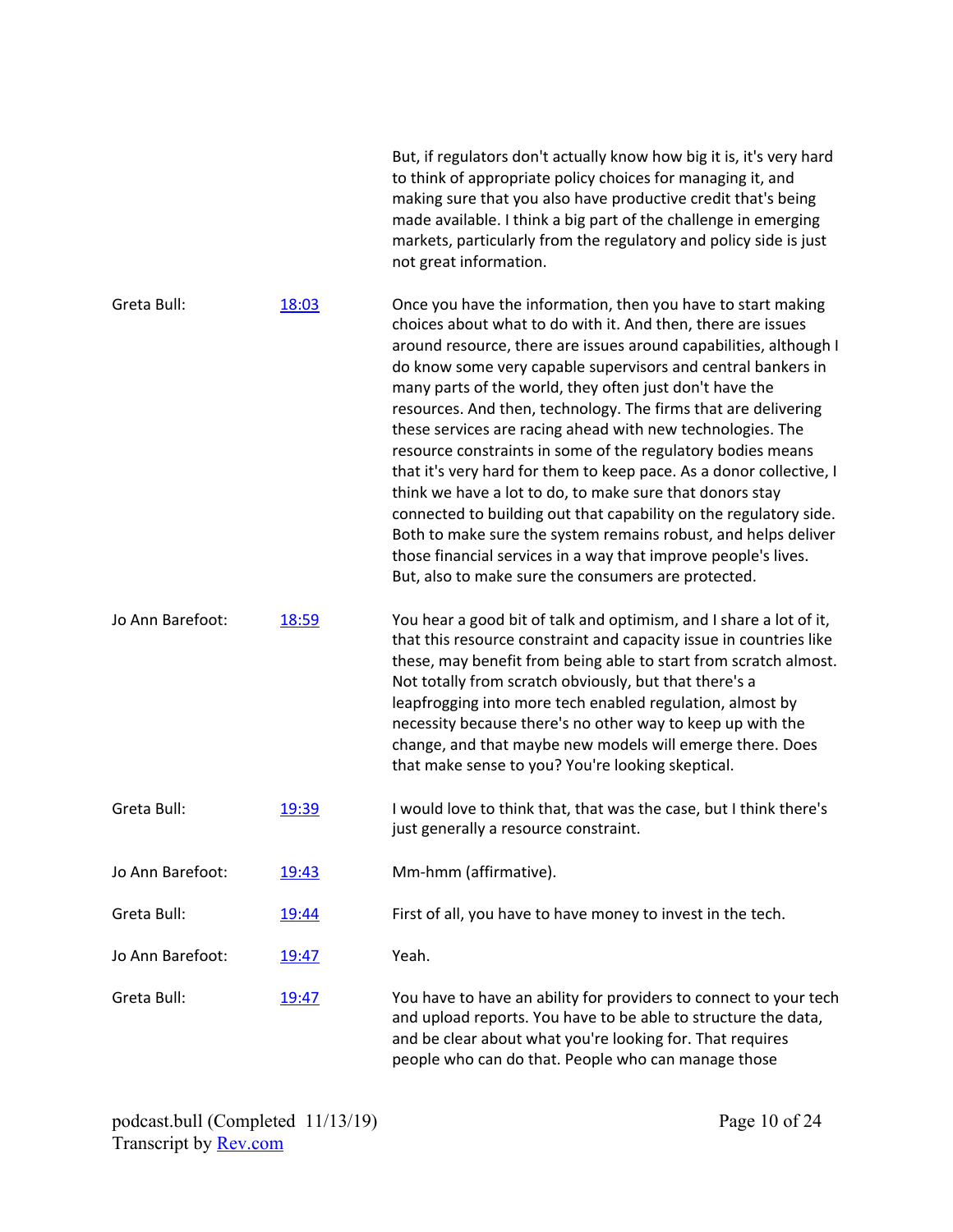But, if regulators don't actually know how big it is, it's very hard to think of appropriate policy choices for managing it, and making sure that you also have productive credit that's being made available. I think a big part of the challenge in emerging markets, particularly from the regulatory and policy side is just not great information.

| | | |
|---|---|---|
| Greta Bull: | [18:03]() | Once you have the information, then you have to start making choices about what to do with it. And then, there are issues around resource, there are issues around capabilities, although I do know some very capable supervisors and central bankers in many parts of the world, they often just don't have the resources. And then, technology. The firms that are delivering these services are racing ahead with new technologies. The resource constraints in some of the regulatory bodies means that it's very hard for them to keep pace. As a donor collective, I think we have a lot to do, to make sure that donors stay connected to building out that capability on the regulatory side. Both to make sure the system remains robust, and helps deliver those financial services in a way that improve people's lives. But, also to make sure the consumers are protected. |
| Jo Ann Barefoot: | [18:59]() | You hear a good bit of talk and optimism, and I share a lot of it, that this resource constraint and capacity issue in countries like these, may benefit from being able to start from scratch almost. Not totally from scratch obviously, but that there's a leapfrogging into more tech enabled regulation, almost by necessity because there's no other way to keep up with the change, and that maybe new models will emerge there. Does that make sense to you? You're looking skeptical. |
| Greta Bull: | [19:39]() | I would love to think that, that was the case, but I think there's just generally a resource constraint. |
| Jo Ann Barefoot: | [19:43]() | Mm-hmm (affirmative). |
| Greta Bull: | [19:44]() | First of all, you have to have money to invest in the tech. |
| Jo Ann Barefoot: | [19:47]() | Yeah. |
| Greta Bull: | [19:47]() | You have to have an ability for providers to connect to your tech and upload reports. You have to be able to structure the data, and be clear about what you're looking for. That requires people who can do that. People who can manage those |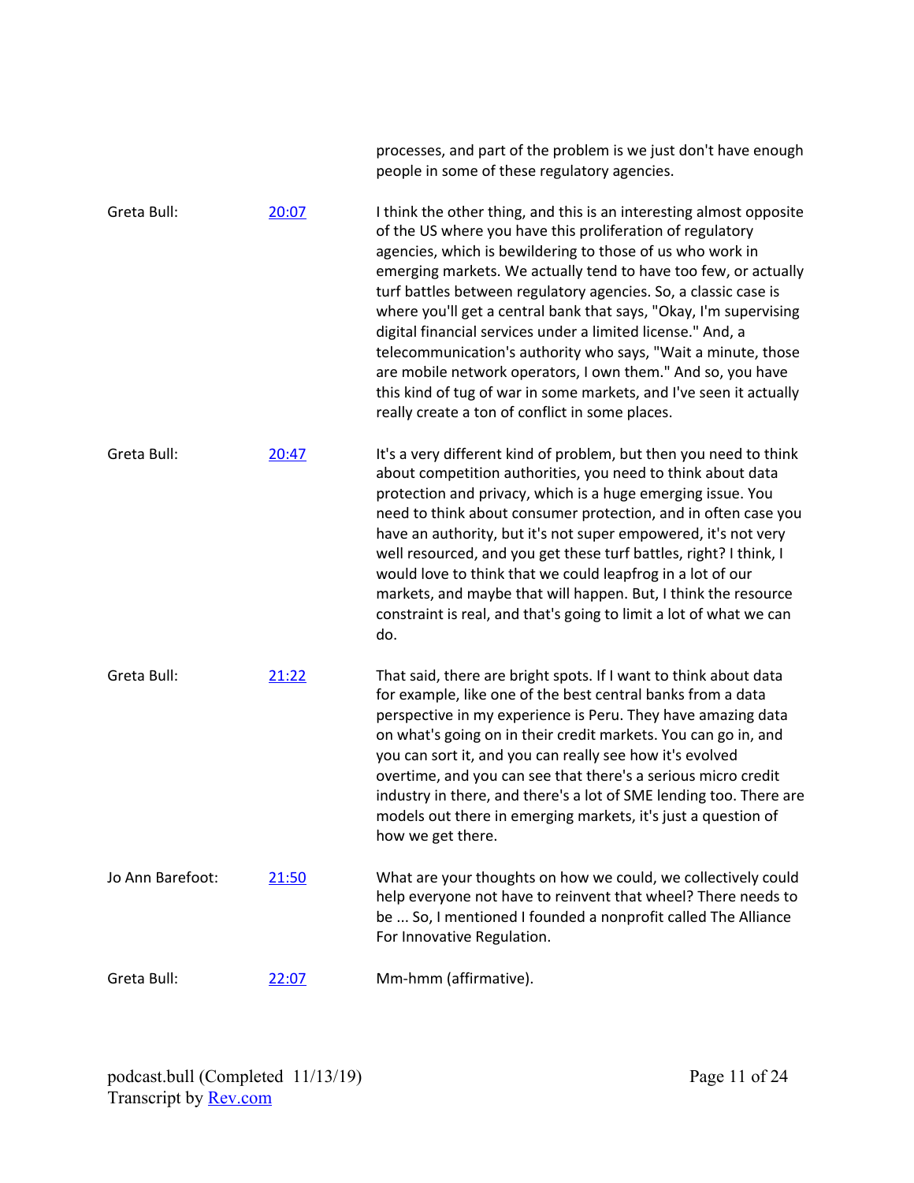processes, and part of the problem is we just don't have enough people in some of these regulatory agencies.

Greta Bull: [20:07](#) I think the other thing, and this is an interesting almost opposite of the US where you have this proliferation of regulatory agencies, which is bewildering to those of us who work in emerging markets. We actually tend to have too few, or actually turf battles between regulatory agencies. So, a classic case is where you'll get a central bank that says, "Okay, I'm supervising digital financial services under a limited license." And, a telecommunication's authority who says, "Wait a minute, those are mobile network operators, I own them." And so, you have this kind of tug of war in some markets, and I've seen it actually really create a ton of conflict in some places.

Greta Bull: [20:47](#) It's a very different kind of problem, but then you need to think about competition authorities, you need to think about data protection and privacy, which is a huge emerging issue. You need to think about consumer protection, and in often case you have an authority, but it's not super empowered, it's not very well resourced, and you get these turf battles, right? I think, I would love to think that we could leapfrog in a lot of our markets, and maybe that will happen. But, I think the resource constraint is real, and that's going to limit a lot of what we can do.

Greta Bull: [21:22](#) That said, there are bright spots. If I want to think about data for example, like one of the best central banks from a data perspective in my experience is Peru. They have amazing data on what's going on in their credit markets. You can go in, and you can sort it, and you can really see how it's evolved overtime, and you can see that there's a serious micro credit industry in there, and there's a lot of SME lending too. There are models out there in emerging markets, it's just a question of how we get there.

Jo Ann Barefoot: [21:50](#) What are your thoughts on how we could, we collectively could help everyone not have to reinvent that wheel? There needs to be ... So, I mentioned I founded a nonprofit called The Alliance For Innovative Regulation.

Greta Bull: [22:07](#) Mm-hmm (affirmative).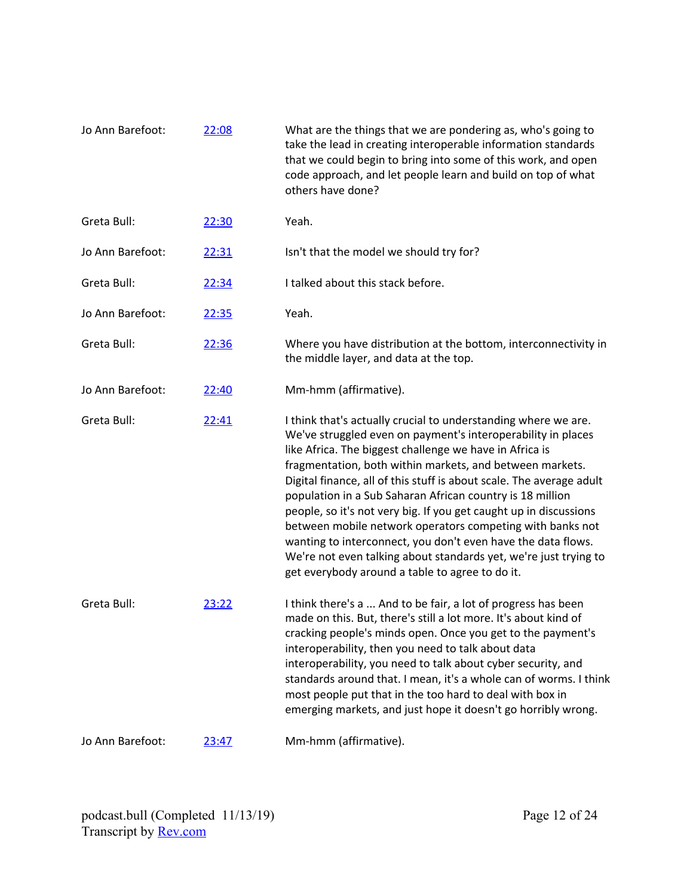| | | |
|---|---|---|
| Jo Ann Barefoot: | [22:08]() | What are the things that we are pondering as, who's going to take the lead in creating interoperable information standards that we could begin to bring into some of this work, and open code approach, and let people learn and build on top of what others have done? |
| Greta Bull: | [22:30]() | Yeah. |
| Jo Ann Barefoot: | [22:31]() | Isn't that the model we should try for? |
| Greta Bull: | [22:34]() | I talked about this stack before. |
| Jo Ann Barefoot: | [22:35]() | Yeah. |
| Greta Bull: | [22:36]() | Where you have distribution at the bottom, interconnectivity in the middle layer, and data at the top. |
| Jo Ann Barefoot: | [22:40]() | Mm-hmm (affirmative). |
| Greta Bull: | [22:41]() | I think that's actually crucial to understanding where we are. We've struggled even on payment's interoperability in places like Africa. The biggest challenge we have in Africa is fragmentation, both within markets, and between markets. Digital finance, all of this stuff is about scale. The average adult population in a Sub Saharan African country is 18 million people, so it's not very big. If you get caught up in discussions between mobile network operators competing with banks not wanting to interconnect, you don't even have the data flows. We're not even talking about standards yet, we're just trying to get everybody around a table to agree to do it. |
| Greta Bull: | [23:22]() | I think there's a ... And to be fair, a lot of progress has been made on this. But, there's still a lot more. It's about kind of cracking people's minds open. Once you get to the payment's interoperability, then you need to talk about data interoperability, you need to talk about cyber security, and standards around that. I mean, it's a whole can of worms. I think most people put that in the too hard to deal with box in emerging markets, and just hope it doesn't go horribly wrong. |
| Jo Ann Barefoot: | [23:47]() | Mm-hmm (affirmative). |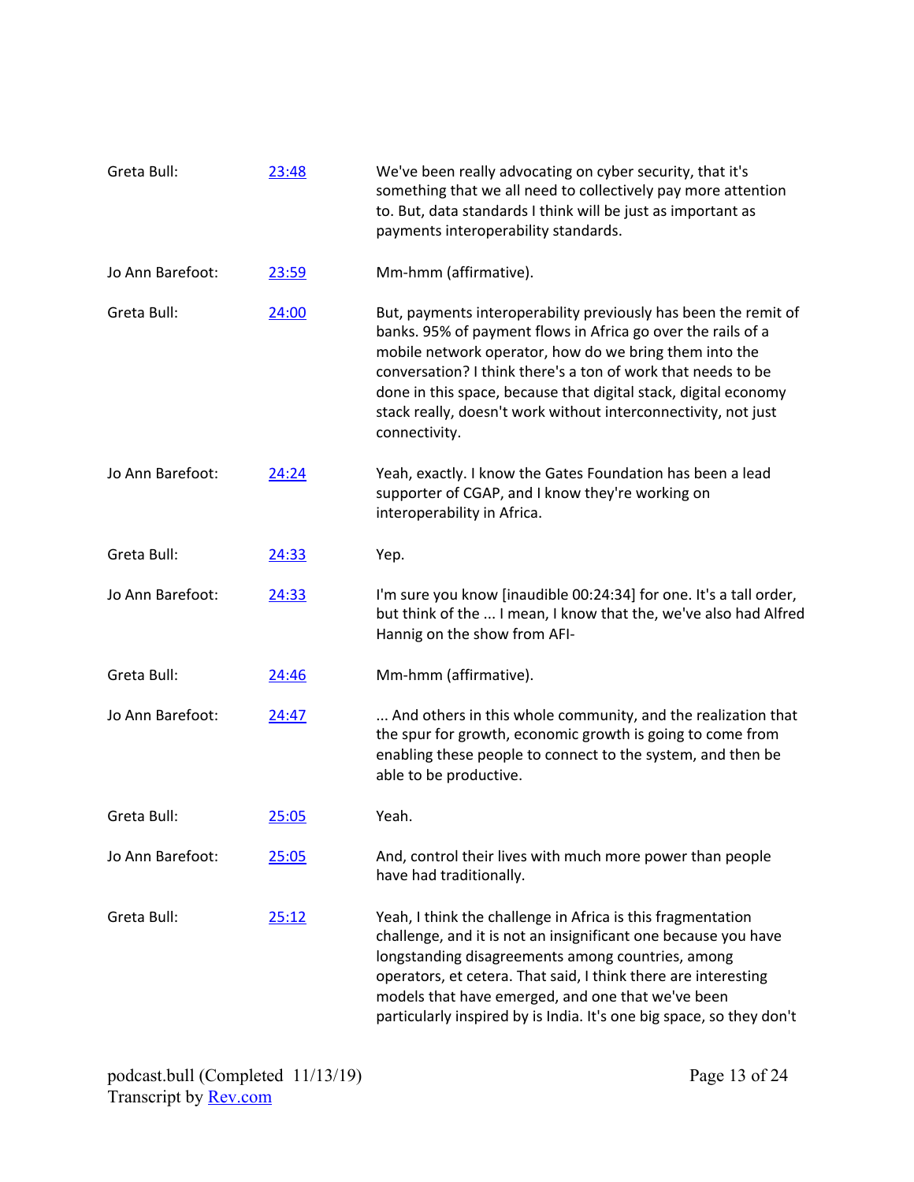Greta Bull: [23:48] We've been really advocating on cyber security, that it's something that we all need to collectively pay more attention to. But, data standards I think will be just as important as payments interoperability standards.

Jo Ann Barefoot: [23:59] Mm-hmm (affirmative).

Greta Bull: [24:00] But, payments interoperability previously has been the remit of banks. 95% of payment flows in Africa go over the rails of a mobile network operator, how do we bring them into the conversation? I think there's a ton of work that needs to be done in this space, because that digital stack, digital economy stack really, doesn't work without interconnectivity, not just connectivity.

Jo Ann Barefoot: [24:24] Yeah, exactly. I know the Gates Foundation has been a lead supporter of CGAP, and I know they're working on interoperability in Africa.

Greta Bull: [24:33] Yep.

Jo Ann Barefoot: [24:33] I'm sure you know [inaudible 00:24:34] for one. It's a tall order, but think of the ... I mean, I know that the, we've also had Alfred Hannig on the show from AFI-

Greta Bull: [24:46] Mm-hmm (affirmative).

Jo Ann Barefoot: [24:47] ... And others in this whole community, and the realization that the spur for growth, economic growth is going to come from enabling these people to connect to the system, and then be able to be productive.

Greta Bull: [25:05] Yeah.

Jo Ann Barefoot: [25:05] And, control their lives with much more power than people have had traditionally.

Greta Bull: [25:12] Yeah, I think the challenge in Africa is this fragmentation challenge, and it is not an insignificant one because you have longstanding disagreements among countries, among operators, et cetera. That said, I think there are interesting models that have emerged, and one that we've been particularly inspired by is India. It's one big space, so they don't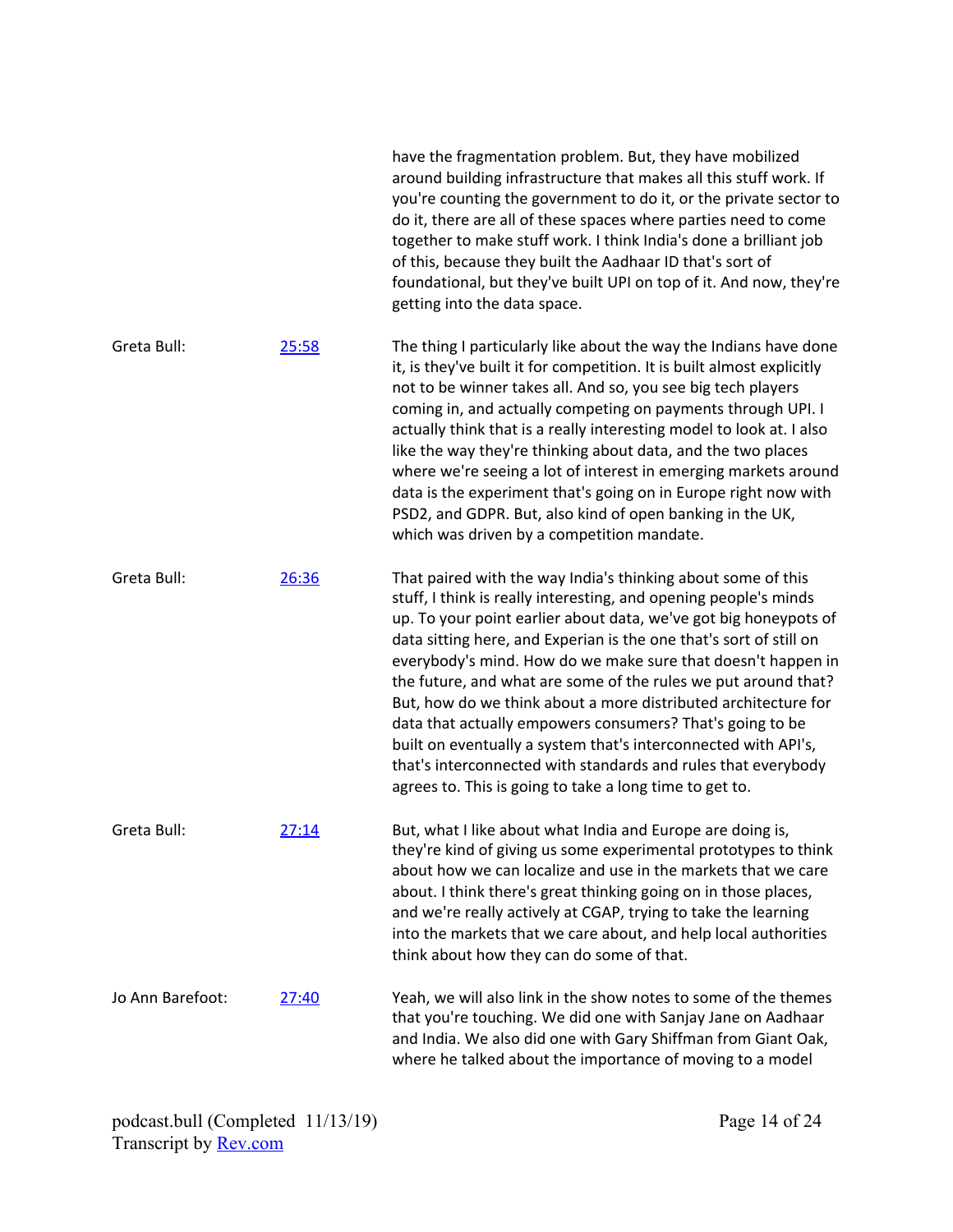have the fragmentation problem. But, they have mobilized around building infrastructure that makes all this stuff work. If you're counting the government to do it, or the private sector to do it, there are all of these spaces where parties need to come together to make stuff work. I think India's done a brilliant job of this, because they built the Aadhaar ID that's sort of foundational, but they've built UPI on top of it. And now, they're getting into the data space.

Greta Bull: [25:58](#)

The thing I particularly like about the way the Indians have done it, is they've built it for competition. It is built almost explicitly not to be winner takes all. And so, you see big tech players coming in, and actually competing on payments through UPI. I actually think that is a really interesting model to look at. I also like the way they're thinking about data, and the two places where we're seeing a lot of interest in emerging markets around data is the experiment that's going on in Europe right now with PSD2, and GDPR. But, also kind of open banking in the UK, which was driven by a competition mandate.

Greta Bull: [26:36](#)

That paired with the way India's thinking about some of this stuff, I think is really interesting, and opening people's minds up. To your point earlier about data, we've got big honeypots of data sitting here, and Experian is the one that's sort of still on everybody's mind. How do we make sure that doesn't happen in the future, and what are some of the rules we put around that? But, how do we think about a more distributed architecture for data that actually empowers consumers? That's going to be built on eventually a system that's interconnected with API's, that's interconnected with standards and rules that everybody agrees to. This is going to take a long time to get to.

Greta Bull: [27:14](#)

But, what I like about what India and Europe are doing is, they're kind of giving us some experimental prototypes to think about how we can localize and use in the markets that we care about. I think there's great thinking going on in those places, and we're really actively at CGAP, trying to take the learning into the markets that we care about, and help local authorities think about how they can do some of that.

Jo Ann Barefoot: [27:40](#)

Yeah, we will also link in the show notes to some of the themes that you're touching. We did one with Sanjay Jane on Aadhaar and India. We also did one with Gary Shiffman from Giant Oak, where he talked about the importance of moving to a model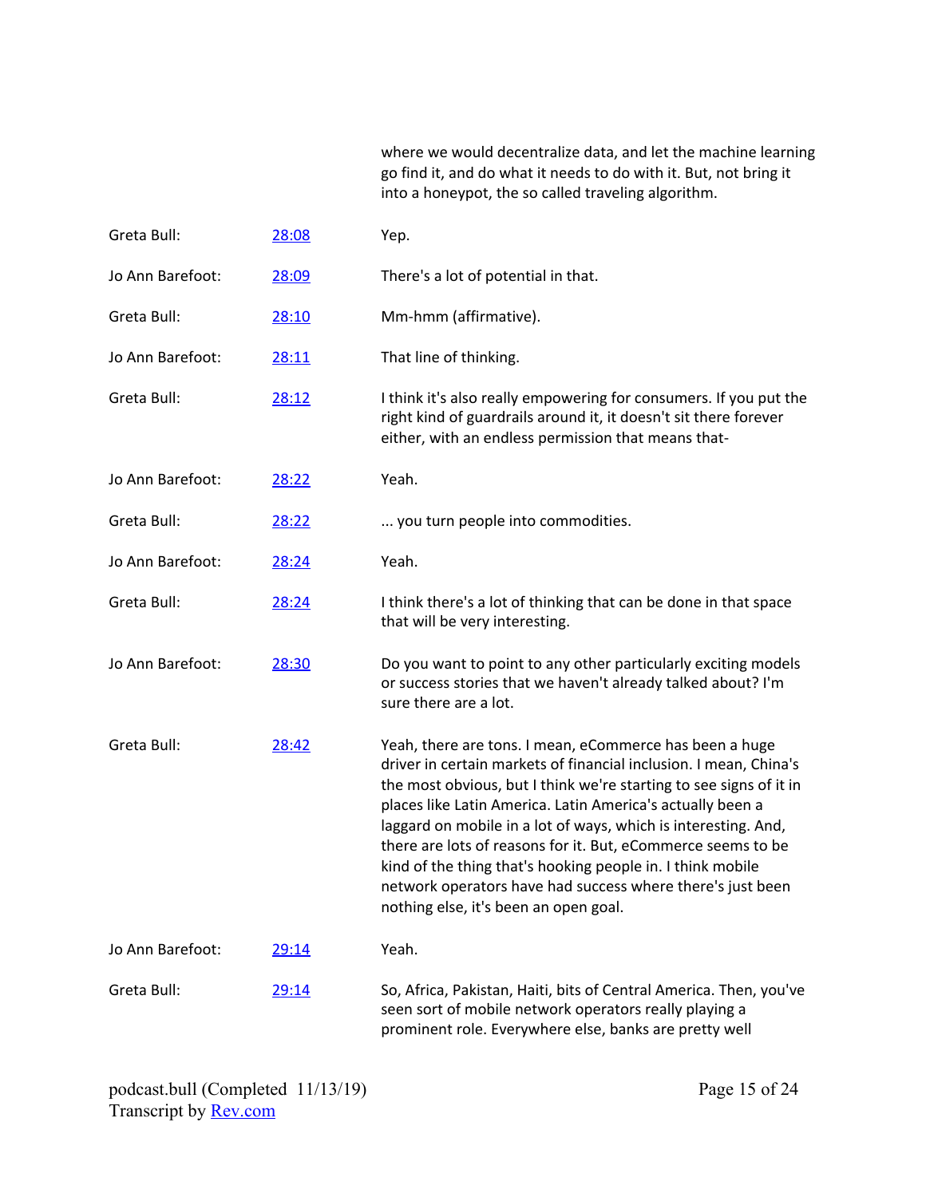where we would decentralize data, and let the machine learning go find it, and do what it needs to do with it. But, not bring it into a honeypot, the so called traveling algorithm.

| | | |
|---|---|---|
| Greta Bull: | [28:08]() | Yep. |
| Jo Ann Barefoot: | [28:09]() | There's a lot of potential in that. |
| Greta Bull: | [28:10]() | Mm-hmm (affirmative). |
| Jo Ann Barefoot: | [28:11]() | That line of thinking. |
| Greta Bull: | [28:12]() | I think it's also really empowering for consumers. If you put the right kind of guardrails around it, it doesn't sit there forever either, with an endless permission that means that- |
| Jo Ann Barefoot: | [28:22]() | Yeah. |
| Greta Bull: | [28:22]() | ... you turn people into commodities. |
| Jo Ann Barefoot: | [28:24]() | Yeah. |
| Greta Bull: | [28:24]() | I think there's a lot of thinking that can be done in that space that will be very interesting. |
| Jo Ann Barefoot: | [28:30]() | Do you want to point to any other particularly exciting models or success stories that we haven't already talked about? I'm sure there are a lot. |
| Greta Bull: | [28:42]() | Yeah, there are tons. I mean, eCommerce has been a huge driver in certain markets of financial inclusion. I mean, China's the most obvious, but I think we're starting to see signs of it in places like Latin America. Latin America's actually been a laggard on mobile in a lot of ways, which is interesting. And, there are lots of reasons for it. But, eCommerce seems to be kind of the thing that's hooking people in. I think mobile network operators have had success where there's just been nothing else, it's been an open goal. |
| Jo Ann Barefoot: | [29:14]() | Yeah. |
| Greta Bull: | [29:14]() | So, Africa, Pakistan, Haiti, bits of Central America. Then, you've seen sort of mobile network operators really playing a prominent role. Everywhere else, banks are pretty well |

podcast.bull (Completed 11/13/19)
Transcript by [Rev.com]()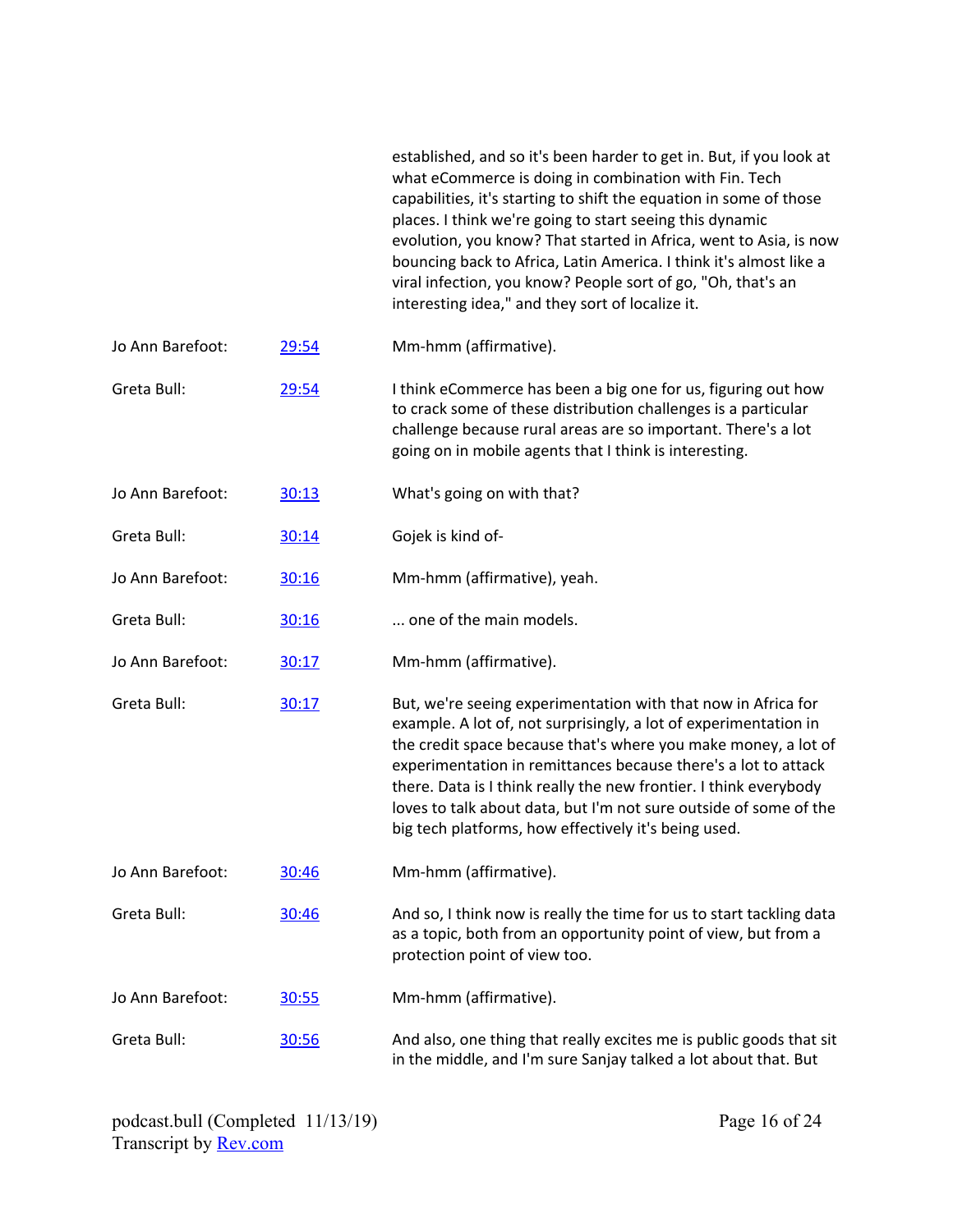established, and so it's been harder to get in. But, if you look at what eCommerce is doing in combination with Fin. Tech capabilities, it's starting to shift the equation in some of those places. I think we're going to start seeing this dynamic evolution, you know? That started in Africa, went to Asia, is now bouncing back to Africa, Latin America. I think it's almost like a viral infection, you know? People sort of go, "Oh, that's an interesting idea," and they sort of localize it.

Jo Ann Barefoot: 29:54 Mm-hmm (affirmative).

Greta Bull: 29:54 I think eCommerce has been a big one for us, figuring out how to crack some of these distribution challenges is a particular challenge because rural areas are so important. There's a lot going on in mobile agents that I think is interesting.

Jo Ann Barefoot: 30:13 What's going on with that?

Greta Bull: 30:14 Gojek is kind of-

Jo Ann Barefoot: 30:16 Mm-hmm (affirmative), yeah.

Greta Bull: 30:16 ... one of the main models.

Jo Ann Barefoot: 30:17 Mm-hmm (affirmative).

Greta Bull: 30:17 But, we're seeing experimentation with that now in Africa for example. A lot of, not surprisingly, a lot of experimentation in the credit space because that's where you make money, a lot of experimentation in remittances because there's a lot to attack there. Data is I think really the new frontier. I think everybody loves to talk about data, but I'm not sure outside of some of the big tech platforms, how effectively it's being used.

Jo Ann Barefoot: 30:46 Mm-hmm (affirmative).

Greta Bull: 30:46 And so, I think now is really the time for us to start tackling data as a topic, both from an opportunity point of view, but from a protection point of view too.

Jo Ann Barefoot: 30:55 Mm-hmm (affirmative).

Greta Bull: 30:56 And also, one thing that really excites me is public goods that sit in the middle, and I'm sure Sanjay talked a lot about that. But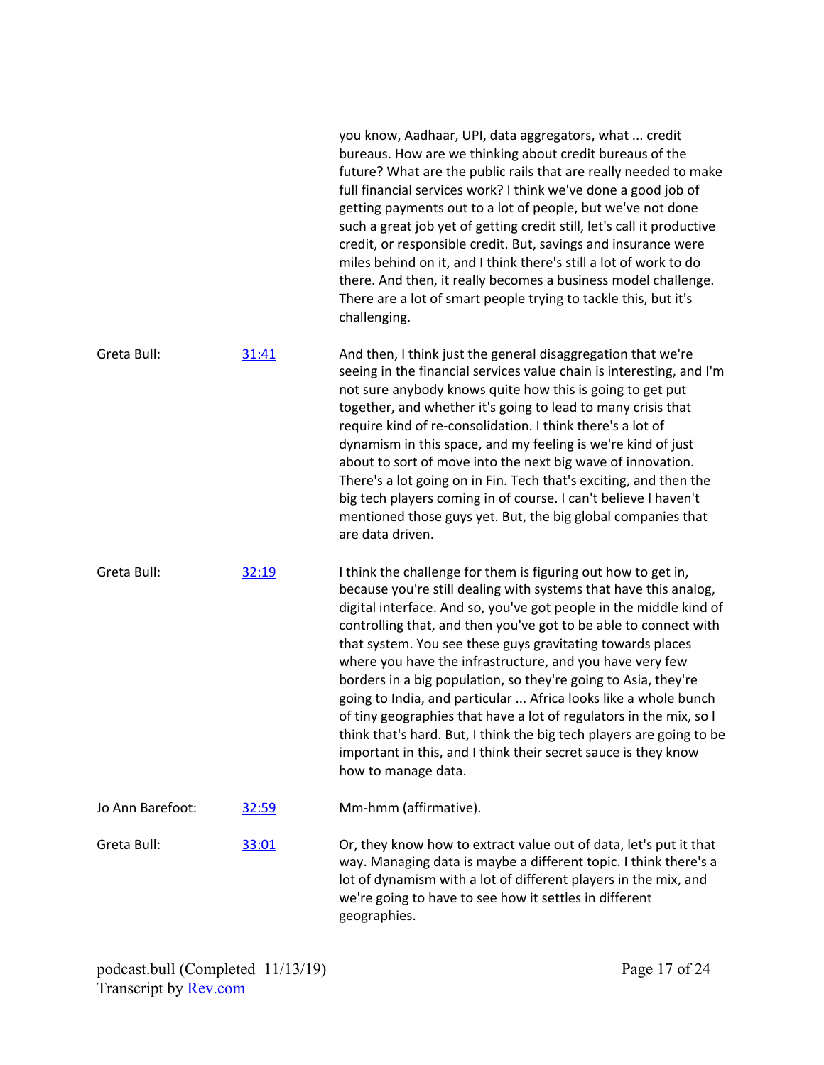you know, Aadhaar, UPI, data aggregators, what ... credit bureaus. How are we thinking about credit bureaus of the future? What are the public rails that are really needed to make full financial services work? I think we've done a good job of getting payments out to a lot of people, but we've not done such a great job yet of getting credit still, let's call it productive credit, or responsible credit. But, savings and insurance were miles behind on it, and I think there's still a lot of work to do there. And then, it really becomes a business model challenge. There are a lot of smart people trying to tackle this, but it's challenging.

| | | |
|---|---|---|
| Greta Bull: | [31:41](#) | And then, I think just the general disaggregation that we're seeing in the financial services value chain is interesting, and I'm not sure anybody knows quite how this is going to get put together, and whether it's going to lead to many crisis that require kind of re-consolidation. I think there's a lot of dynamism in this space, and my feeling is we're kind of just about to sort of move into the next big wave of innovation. There's a lot going on in Fin. Tech that's exciting, and then the big tech players coming in of course. I can't believe I haven't mentioned those guys yet. But, the big global companies that are data driven. |
| Greta Bull: | [32:19](#) | I think the challenge for them is figuring out how to get in, because you're still dealing with systems that have this analog, digital interface. And so, you've got people in the middle kind of controlling that, and then you've got to be able to connect with that system. You see these guys gravitating towards places where you have the infrastructure, and you have very few borders in a big population, so they're going to Asia, they're going to India, and particular ... Africa looks like a whole bunch of tiny geographies that have a lot of regulators in the mix, so I think that's hard. But, I think the big tech players are going to be important in this, and I think their secret sauce is they know how to manage data. |
| Jo Ann Barefoot: | [32:59](#) | Mm-hmm (affirmative). |
| Greta Bull: | [33:01](#) | Or, they know how to extract value out of data, let's put it that way. Managing data is maybe a different topic. I think there's a lot of dynamism with a lot of different players in the mix, and we're going to have to see how it settles in different geographies. |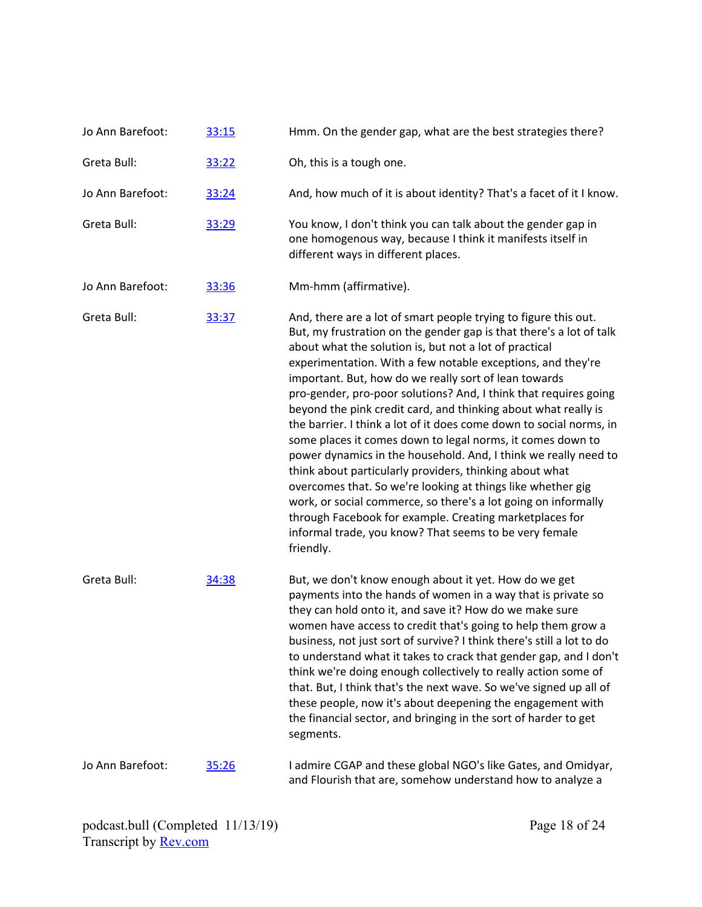Jo Ann Barefoot: [33:15](#) Hmm. On the gender gap, what are the best strategies there?

Greta Bull: [33:22](#) Oh, this is a tough one.

Jo Ann Barefoot: [33:24](#) And, how much of it is about identity? That's a facet of it I know.

Greta Bull: [33:29](#) You know, I don't think you can talk about the gender gap in one homogenous way, because I think it manifests itself in different ways in different places.

Jo Ann Barefoot: [33:36](#) Mm-hmm (affirmative).

Greta Bull: [33:37](#) And, there are a lot of smart people trying to figure this out. But, my frustration on the gender gap is that there's a lot of talk about what the solution is, but not a lot of practical experimentation. With a few notable exceptions, and they're important. But, how do we really sort of lean towards pro-gender, pro-poor solutions? And, I think that requires going beyond the pink credit card, and thinking about what really is the barrier. I think a lot of it does come down to social norms, in some places it comes down to legal norms, it comes down to power dynamics in the household. And, I think we really need to think about particularly providers, thinking about what overcomes that. So we're looking at things like whether gig work, or social commerce, so there's a lot going on informally through Facebook for example. Creating marketplaces for informal trade, you know? That seems to be very female friendly.

Greta Bull: [34:38](#) But, we don't know enough about it yet. How do we get payments into the hands of women in a way that is private so they can hold onto it, and save it? How do we make sure women have access to credit that's going to help them grow a business, not just sort of survive? I think there's still a lot to do to understand what it takes to crack that gender gap, and I don't think we're doing enough collectively to really action some of that. But, I think that's the next wave. So we've signed up all of these people, now it's about deepening the engagement with the financial sector, and bringing in the sort of harder to get segments.

Jo Ann Barefoot: [35:26](#) I admire CGAP and these global NGO's like Gates, and Omidyar, and Flourish that are, somehow understand how to analyze a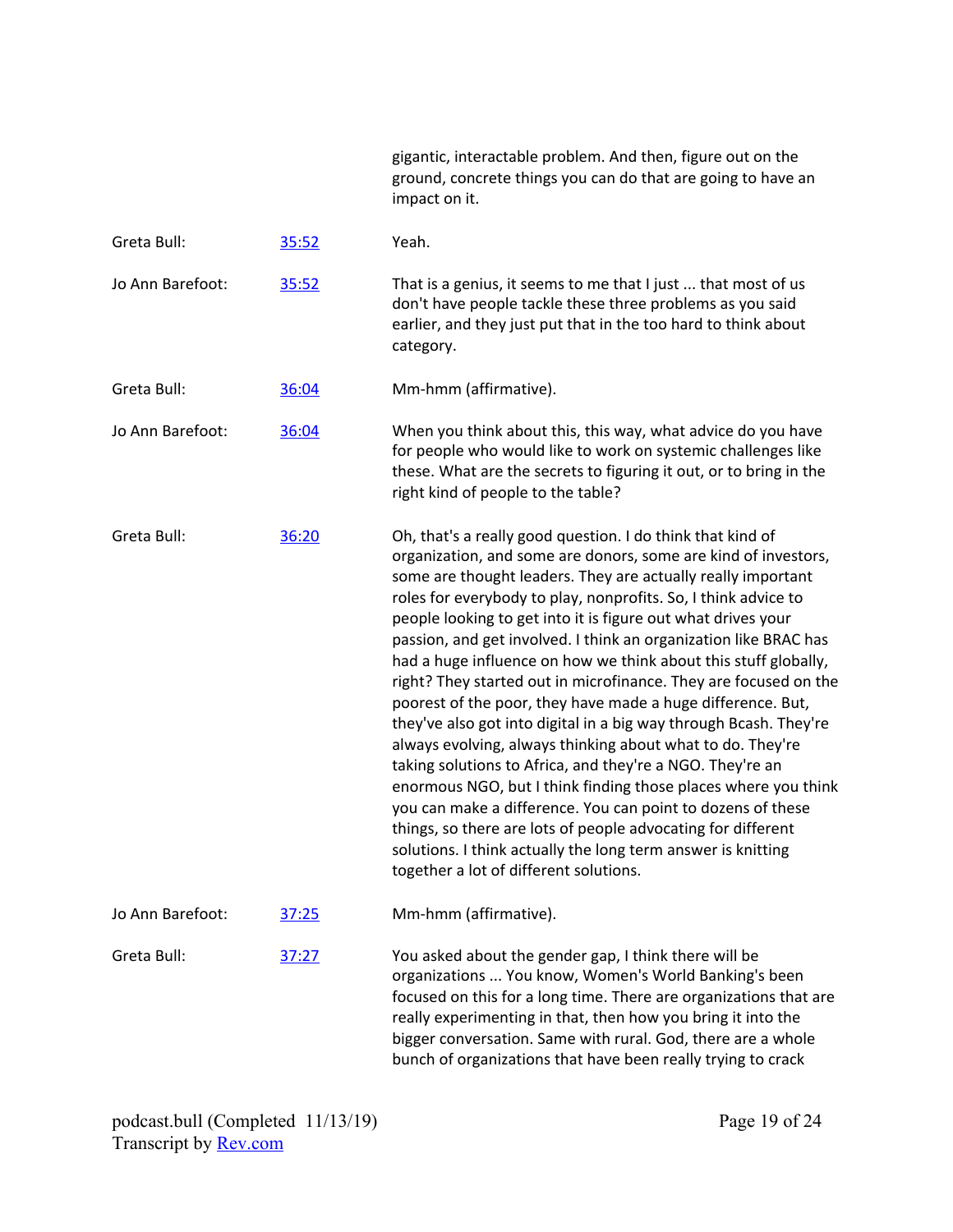gigantic, interactable problem. And then, figure out on the ground, concrete things you can do that are going to have an impact on it.

| | | |
|---|---|---|
| Greta Bull: | [35:52](#) | Yeah. |
| Jo Ann Barefoot: | [35:52](#) | That is a genius, it seems to me that I just ... that most of us don't have people tackle these three problems as you said earlier, and they just put that in the too hard to think about category. |
| Greta Bull: | [36:04](#) | Mm-hmm (affirmative). |
| Jo Ann Barefoot: | [36:04](#) | When you think about this, this way, what advice do you have for people who would like to work on systemic challenges like these. What are the secrets to figuring it out, or to bring in the right kind of people to the table? |
| Greta Bull: | [36:20](#) | Oh, that's a really good question. I do think that kind of organization, and some are donors, some are kind of investors, some are thought leaders. They are actually really important roles for everybody to play, nonprofits. So, I think advice to people looking to get into it is figure out what drives your passion, and get involved. I think an organization like BRAC has had a huge influence on how we think about this stuff globally, right? They started out in microfinance. They are focused on the poorest of the poor, they have made a huge difference. But, they've also got into digital in a big way through Bcash. They're always evolving, always thinking about what to do. They're taking solutions to Africa, and they're a NGO. They're an enormous NGO, but I think finding those places where you think you can make a difference. You can point to dozens of these things, so there are lots of people advocating for different solutions. I think actually the long term answer is knitting together a lot of different solutions. |
| Jo Ann Barefoot: | [37:25](#) | Mm-hmm (affirmative). |
| Greta Bull: | [37:27](#) | You asked about the gender gap, I think there will be organizations ... You know, Women's World Banking's been focused on this for a long time. There are organizations that are really experimenting in that, then how you bring it into the bigger conversation. Same with rural. God, there are a whole bunch of organizations that have been really trying to crack |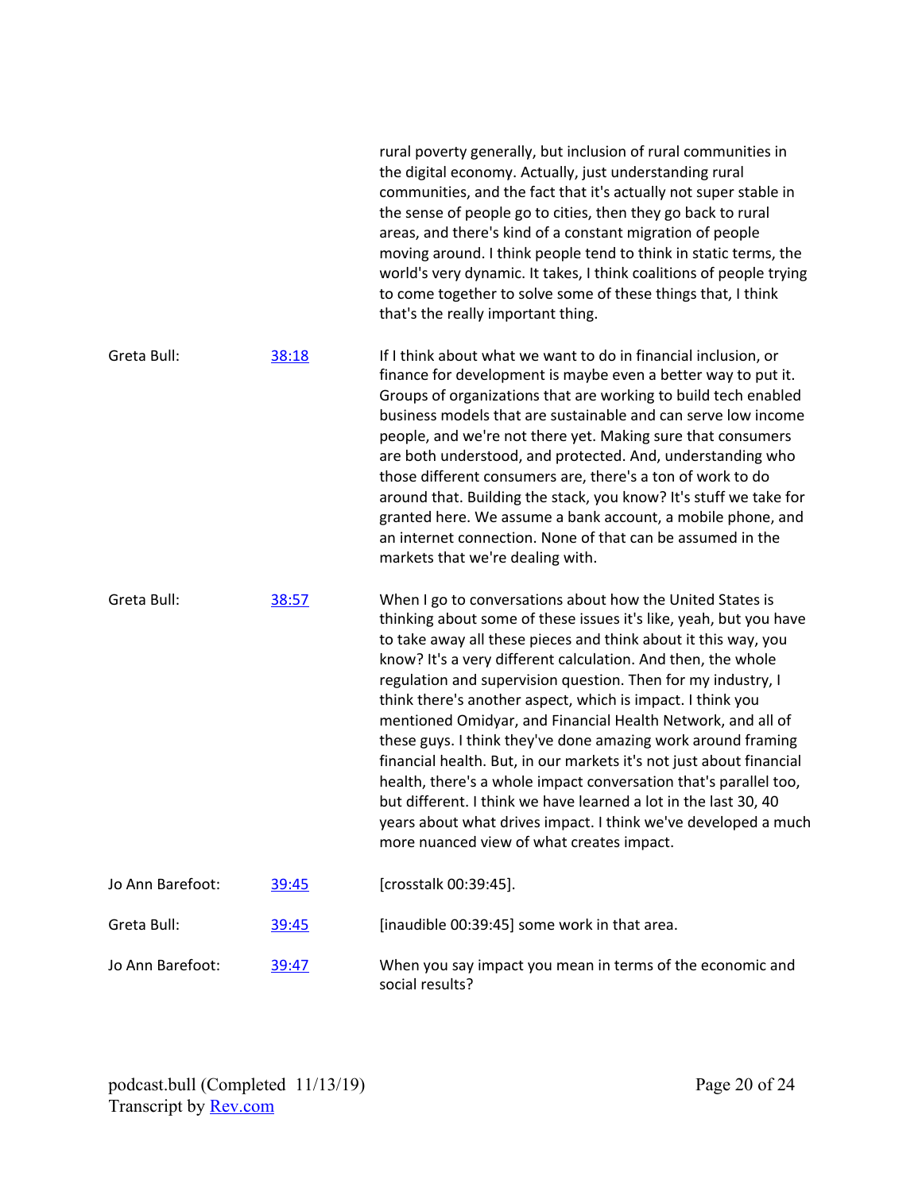rural poverty generally, but inclusion of rural communities in the digital economy. Actually, just understanding rural communities, and the fact that it's actually not super stable in the sense of people go to cities, then they go back to rural areas, and there's kind of a constant migration of people moving around. I think people tend to think in static terms, the world's very dynamic. It takes, I think coalitions of people trying to come together to solve some of these things that, I think that's the really important thing.

| | | |
|---|---|---|
| Greta Bull: | [38:18](https://www.rev.com/transcript-editor/Edit?token=&loadFrom=DocumentDeeplink&ts=2298.69) | If I think about what we want to do in financial inclusion, or finance for development is maybe even a better way to put it. Groups of organizations that are working to build tech enabled business models that are sustainable and can serve low income people, and we're not there yet. Making sure that consumers are both understood, and protected. And, understanding who those different consumers are, there's a ton of work to do around that. Building the stack, you know? It's stuff we take for granted here. We assume a bank account, a mobile phone, and an internet connection. None of that can be assumed in the markets that we're dealing with. |
| Greta Bull: | [38:57](https://www.rev.com/transcript-editor/Edit?token=&loadFrom=DocumentDeeplink&ts=2337.53) | When I go to conversations about how the United States is thinking about some of these issues it's like, yeah, but you have to take away all these pieces and think about it this way, you know? It's a very different calculation. And then, the whole regulation and supervision question. Then for my industry, I think there's another aspect, which is impact. I think you mentioned Omidyar, and Financial Health Network, and all of these guys. I think they've done amazing work around framing financial health. But, in our markets it's not just about financial health, there's a whole impact conversation that's parallel too, but different. I think we have learned a lot in the last 30, 40 years about what drives impact. I think we've developed a much more nuanced view of what creates impact. |
| Jo Ann Barefoot: | [39:45](https://www.rev.com/transcript-editor/Edit?token=&loadFrom=DocumentDeeplink&ts=2385.36) | [crosstalk 00:39:45]. |
| Greta Bull: | [39:45](https://www.rev.com/transcript-editor/Edit?token=&loadFrom=DocumentDeeplink&ts=2385.36) | [inaudible 00:39:45] some work in that area. |
| Jo Ann Barefoot: | [39:47](https://www.rev.com/transcript-editor/Edit?token=&loadFrom=DocumentDeeplink&ts=2387.56) | When you say impact you mean in terms of the economic and social results? |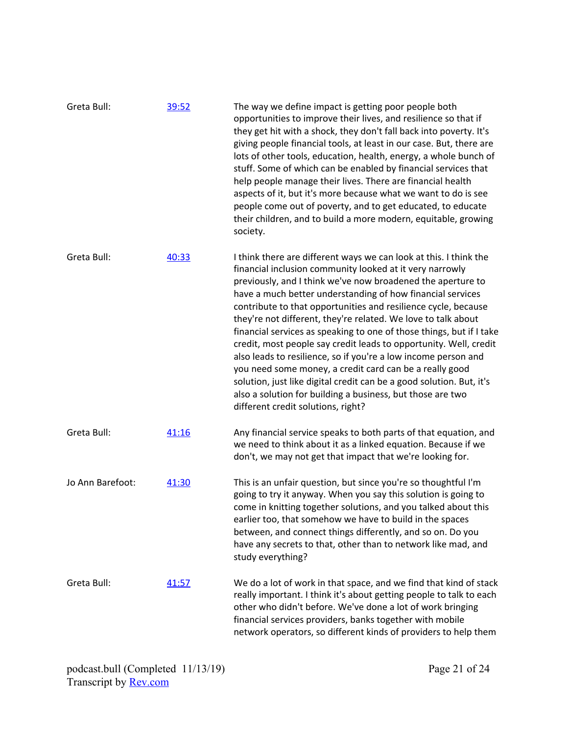Greta Bull: [39:52]

The way we define impact is getting poor people both opportunities to improve their lives, and resilience so that if they get hit with a shock, they don't fall back into poverty. It's giving people financial tools, at least in our case. But, there are lots of other tools, education, health, energy, a whole bunch of stuff. Some of which can be enabled by financial services that help people manage their lives. There are financial health aspects of it, but it's more because what we want to do is see people come out of poverty, and to get educated, to educate their children, and to build a more modern, equitable, growing society.

Greta Bull: [40:33]

I think there are different ways we can look at this. I think the financial inclusion community looked at it very narrowly previously, and I think we've now broadened the aperture to have a much better understanding of how financial services contribute to that opportunities and resilience cycle, because they're not different, they're related. We love to talk about financial services as speaking to one of those things, but if I take credit, most people say credit leads to opportunity. Well, credit also leads to resilience, so if you're a low income person and you need some money, a credit card can be a really good solution, just like digital credit can be a good solution. But, it's also a solution for building a business, but those are two different credit solutions, right?

Greta Bull: [41:16]

Any financial service speaks to both parts of that equation, and we need to think about it as a linked equation. Because if we don't, we may not get that impact that we're looking for.

Jo Ann Barefoot: [41:30]

This is an unfair question, but since you're so thoughtful I'm going to try it anyway. When you say this solution is going to come in knitting together solutions, and you talked about this earlier too, that somehow we have to build in the spaces between, and connect things differently, and so on. Do you have any secrets to that, other than to network like mad, and study everything?

Greta Bull: [41:57]

We do a lot of work in that space, and we find that kind of stack really important. I think it's about getting people to talk to each other who didn't before. We've done a lot of work bringing financial services providers, banks together with mobile network operators, so different kinds of providers to help them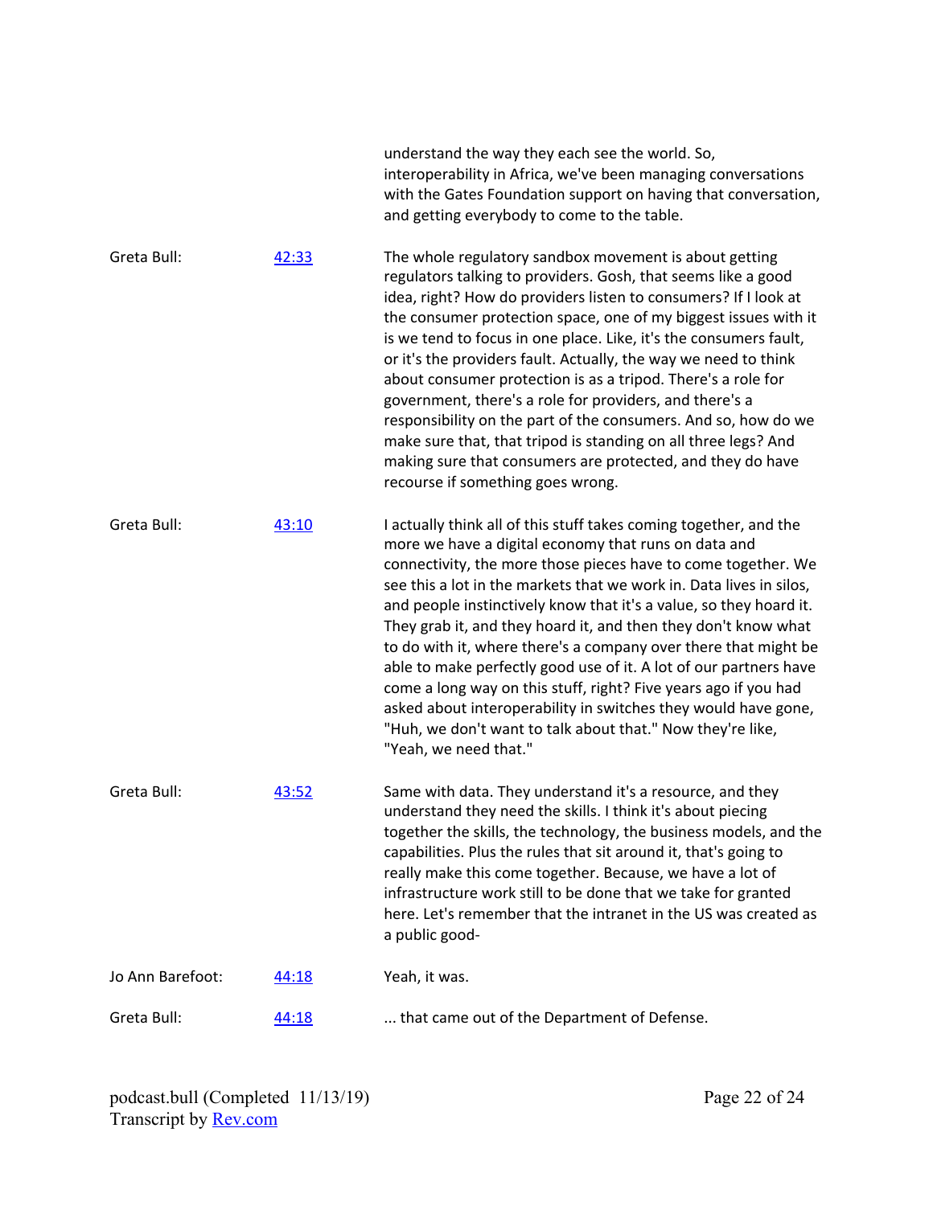understand the way they each see the world. So, interoperability in Africa, we've been managing conversations with the Gates Foundation support on having that conversation, and getting everybody to come to the table.

Greta Bull: [42:33](42:33) The whole regulatory sandbox movement is about getting regulators talking to providers. Gosh, that seems like a good idea, right? How do providers listen to consumers? If I look at the consumer protection space, one of my biggest issues with it is we tend to focus in one place. Like, it's the consumers fault, or it's the providers fault. Actually, the way we need to think about consumer protection is as a tripod. There's a role for government, there's a role for providers, and there's a responsibility on the part of the consumers. And so, how do we make sure that, that tripod is standing on all three legs? And making sure that consumers are protected, and they do have recourse if something goes wrong.

Greta Bull: [43:10](43:10) I actually think all of this stuff takes coming together, and the more we have a digital economy that runs on data and connectivity, the more those pieces have to come together. We see this a lot in the markets that we work in. Data lives in silos, and people instinctively know that it's a value, so they hoard it. They grab it, and they hoard it, and then they don't know what to do with it, where there's a company over there that might be able to make perfectly good use of it. A lot of our partners have come a long way on this stuff, right? Five years ago if you had asked about interoperability in switches they would have gone, "Huh, we don't want to talk about that." Now they're like, "Yeah, we need that."

Greta Bull: [43:52](43:52) Same with data. They understand it's a resource, and they understand they need the skills. I think it's about piecing together the skills, the technology, the business models, and the capabilities. Plus the rules that sit around it, that's going to really make this come together. Because, we have a lot of infrastructure work still to be done that we take for granted here. Let's remember that the intranet in the US was created as a public good-

Jo Ann Barefoot: [44:18](44:18) Yeah, it was.

Greta Bull: [44:18](44:18) ... that came out of the Department of Defense.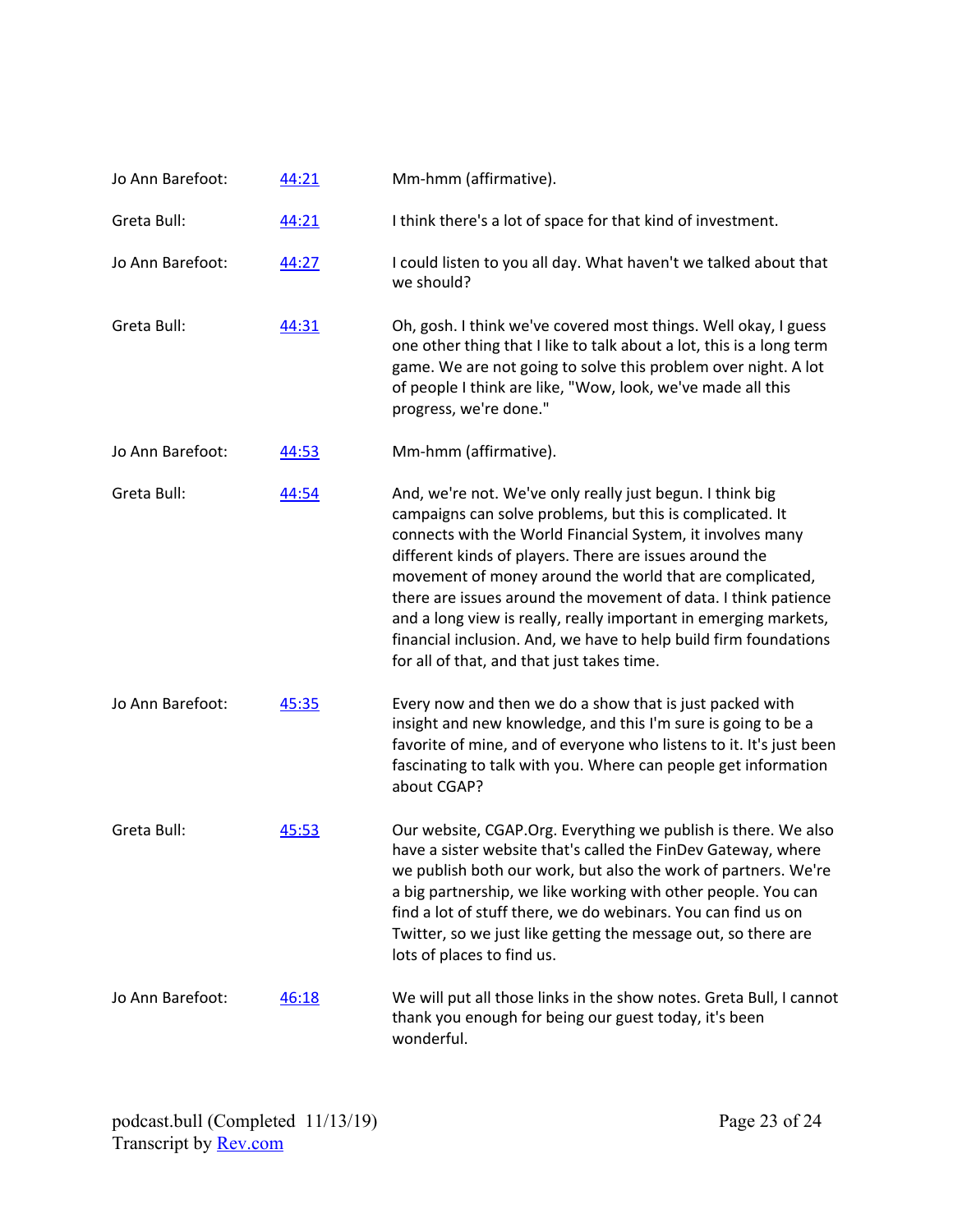| | | |
|---|---|---|
| Jo Ann Barefoot: | [44:21]() | Mm-hmm (affirmative). |
| Greta Bull: | [44:21]() | I think there's a lot of space for that kind of investment. |
| Jo Ann Barefoot: | [44:27]() | I could listen to you all day. What haven't we talked about that we should? |
| Greta Bull: | [44:31]() | Oh, gosh. I think we've covered most things. Well okay, I guess one other thing that I like to talk about a lot, this is a long term game. We are not going to solve this problem over night. A lot of people I think are like, "Wow, look, we've made all this progress, we're done." |
| Jo Ann Barefoot: | [44:53]() | Mm-hmm (affirmative). |
| Greta Bull: | [44:54]() | And, we're not. We've only really just begun. I think big campaigns can solve problems, but this is complicated. It connects with the World Financial System, it involves many different kinds of players. There are issues around the movement of money around the world that are complicated, there are issues around the movement of data. I think patience and a long view is really, really important in emerging markets, financial inclusion. And, we have to help build firm foundations for all of that, and that just takes time. |
| Jo Ann Barefoot: | [45:35]() | Every now and then we do a show that is just packed with insight and new knowledge, and this I'm sure is going to be a favorite of mine, and of everyone who listens to it. It's just been fascinating to talk with you. Where can people get information about CGAP? |
| Greta Bull: | [45:53]() | Our website, CGAP.Org. Everything we publish is there. We also have a sister website that's called the FinDev Gateway, where we publish both our work, but also the work of partners. We're a big partnership, we like working with other people. You can find a lot of stuff there, we do webinars. You can find us on Twitter, so we just like getting the message out, so there are lots of places to find us. |
| Jo Ann Barefoot: | [46:18]() | We will put all those links in the show notes. Greta Bull, I cannot thank you enough for being our guest today, it's been wonderful. |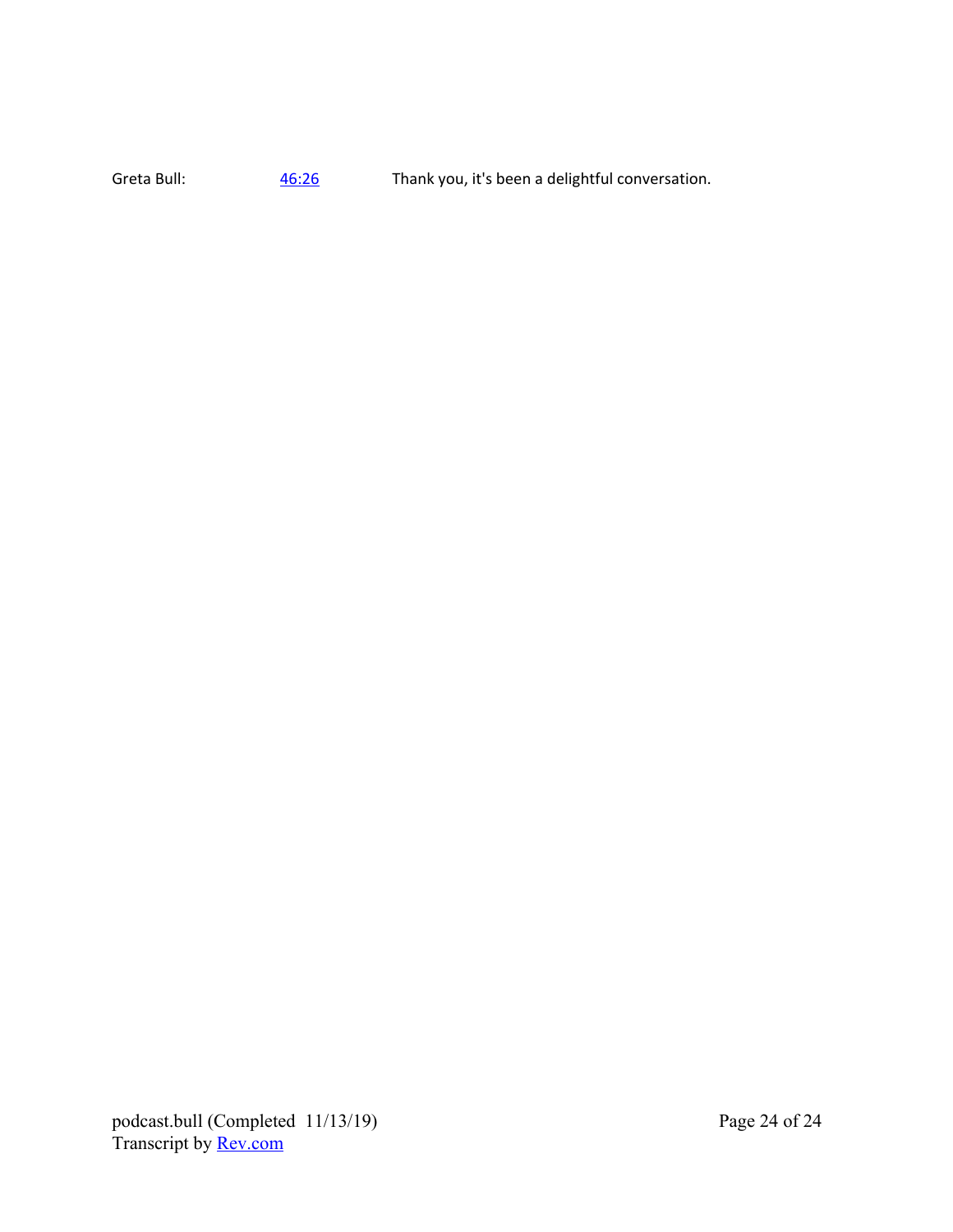Greta Bull: [46:26] Thank you, it's been a delightful conversation.